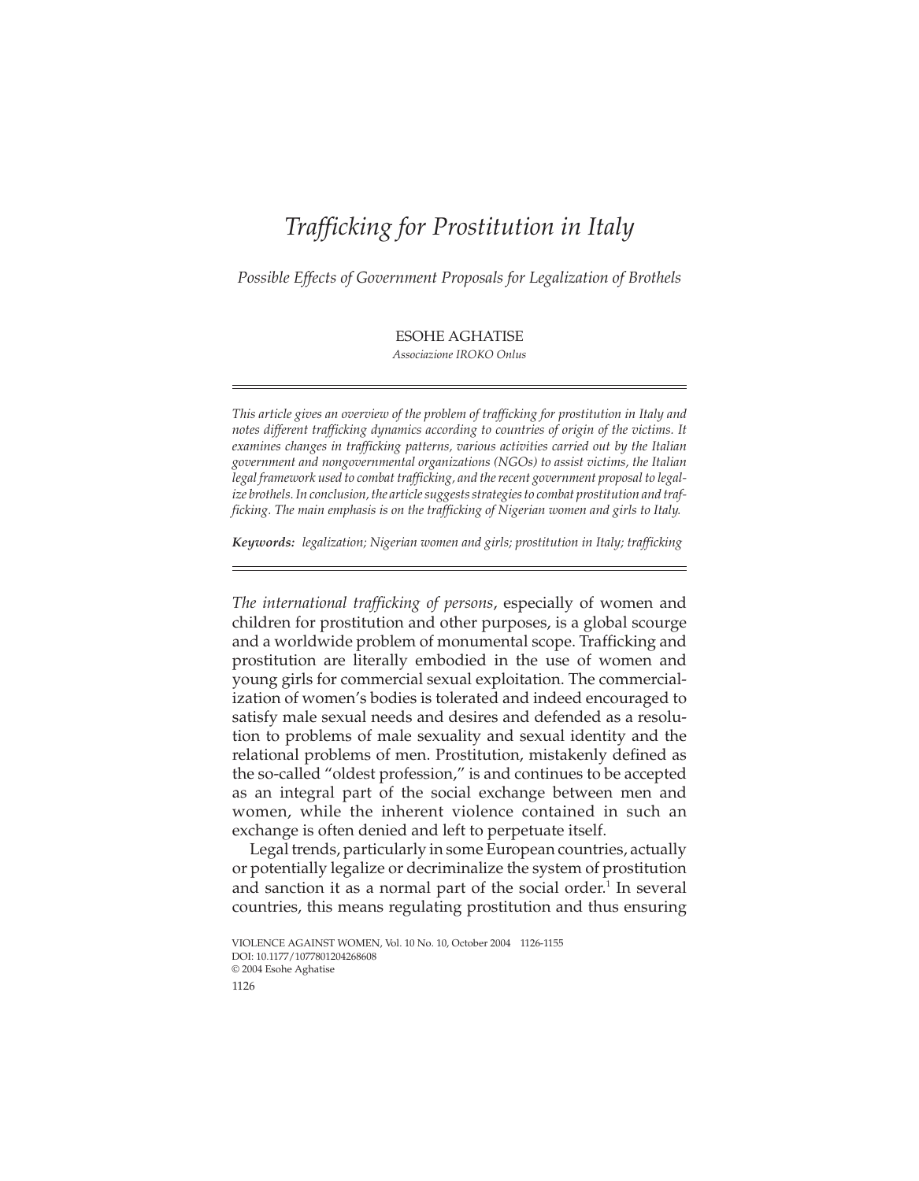# *Trafficking for Prostitution in Italy*

*Possible Effects of Government Proposals for Legalization of Brothels*

ESOHE AGHATISE

*Associazione IROKO Onlus*

---

*This article gives an overview of the problem of trafficking for prostitution in Italy and notes different trafficking dynamics according to countries of origin of the victims. It examines changes in trafficking patterns, various activities carried out by the Italian government and nongovernmental organizations (NGOs) to assist victims, the Italian legal framework used to combat trafficking, and the recent government proposal to legalize brothels. In conclusion, the article suggests strategies to combat prostitution and trafficking. The main emphasis is on the trafficking of Nigerian women and girls to Italy.*

***Keywords:** legalization; Nigerian women and girls; prostitution in Italy; trafficking*

---

*The international trafficking of persons*, especially of women and children for prostitution and other purposes, is a global scourge and a worldwide problem of monumental scope. Trafficking and prostitution are literally embodied in the use of women and young girls for commercial sexual exploitation. The commercialization of women's bodies is tolerated and indeed encouraged to satisfy male sexual needs and desires and defended as a resolution to problems of male sexuality and sexual identity and the relational problems of men. Prostitution, mistakenly defined as the so-called "oldest profession," is and continues to be accepted as an integral part of the social exchange between men and women, while the inherent violence contained in such an exchange is often denied and left to perpetuate itself.

Legal trends, particularly in some European countries, actually or potentially legalize or decriminalize the system of prostitution and sanction it as a normal part of the social order.[1] In several countries, this means regulating prostitution and thus ensuring

VIOLENCE AGAINST WOMEN, Vol. 10 No. 10, October 2004 1126-1155
DOI: 10.1177/1077801204268608
© 2004 Esohe Aghatise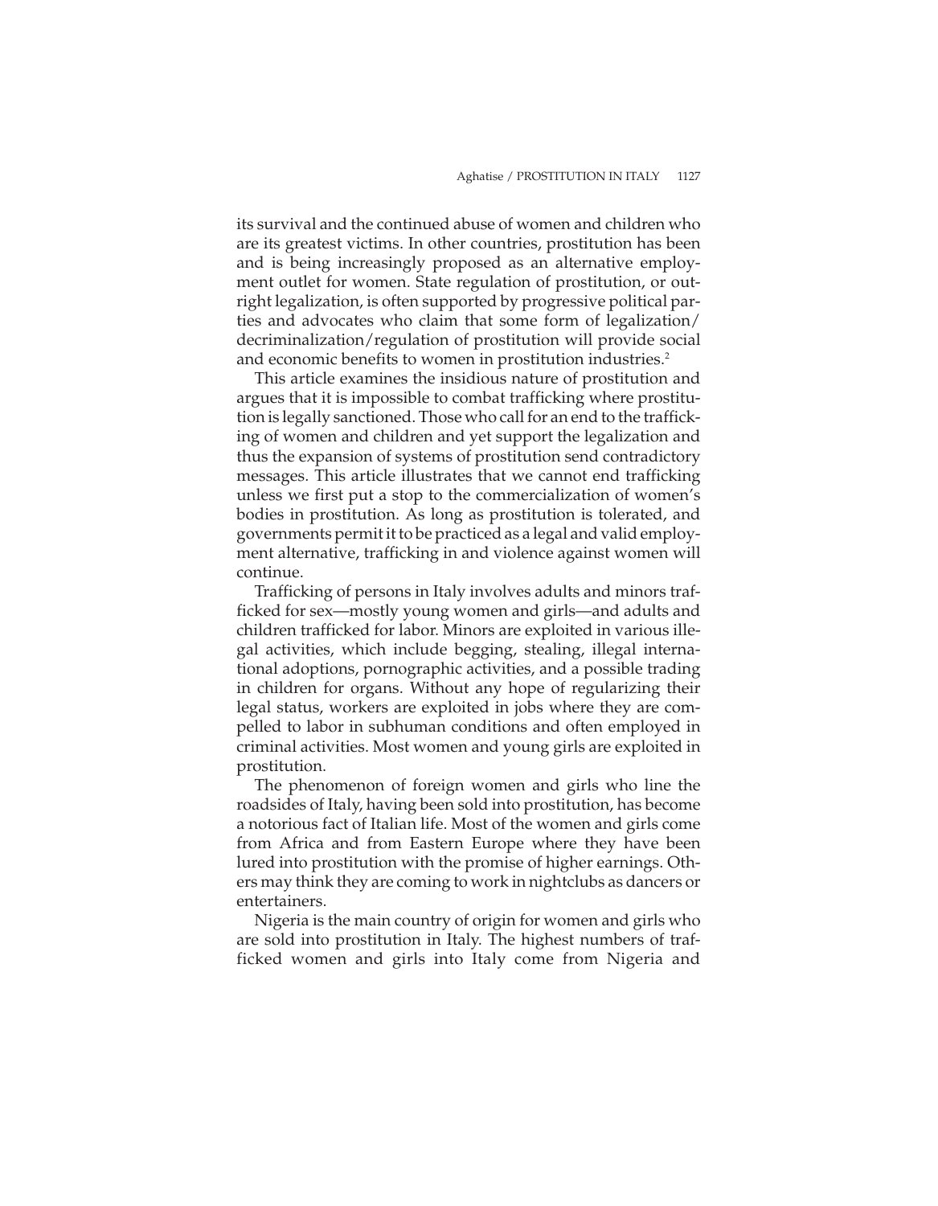its survival and the continued abuse of women and children who are its greatest victims. In other countries, prostitution has been and is being increasingly proposed as an alternative employment outlet for women. State regulation of prostitution, or outright legalization, is often supported by progressive political parties and advocates who claim that some form of legalization/decriminalization/regulation of prostitution will provide social and economic benefits to women in prostitution industries.[2]

This article examines the insidious nature of prostitution and argues that it is impossible to combat trafficking where prostitution is legally sanctioned. Those who call for an end to the trafficking of women and children and yet support the legalization and thus the expansion of systems of prostitution send contradictory messages. This article illustrates that we cannot end trafficking unless we first put a stop to the commercialization of women's bodies in prostitution. As long as prostitution is tolerated, and governments permit it to be practiced as a legal and valid employment alternative, trafficking in and violence against women will continue.

Trafficking of persons in Italy involves adults and minors trafficked for sex—mostly young women and girls—and adults and children trafficked for labor. Minors are exploited in various illegal activities, which include begging, stealing, illegal international adoptions, pornographic activities, and a possible trading in children for organs. Without any hope of regularizing their legal status, workers are exploited in jobs where they are compelled to labor in subhuman conditions and often employed in criminal activities. Most women and young girls are exploited in prostitution.

The phenomenon of foreign women and girls who line the roadsides of Italy, having been sold into prostitution, has become a notorious fact of Italian life. Most of the women and girls come from Africa and from Eastern Europe where they have been lured into prostitution with the promise of higher earnings. Others may think they are coming to work in nightclubs as dancers or entertainers.

Nigeria is the main country of origin for women and girls who are sold into prostitution in Italy. The highest numbers of trafficked women and girls into Italy come from Nigeria and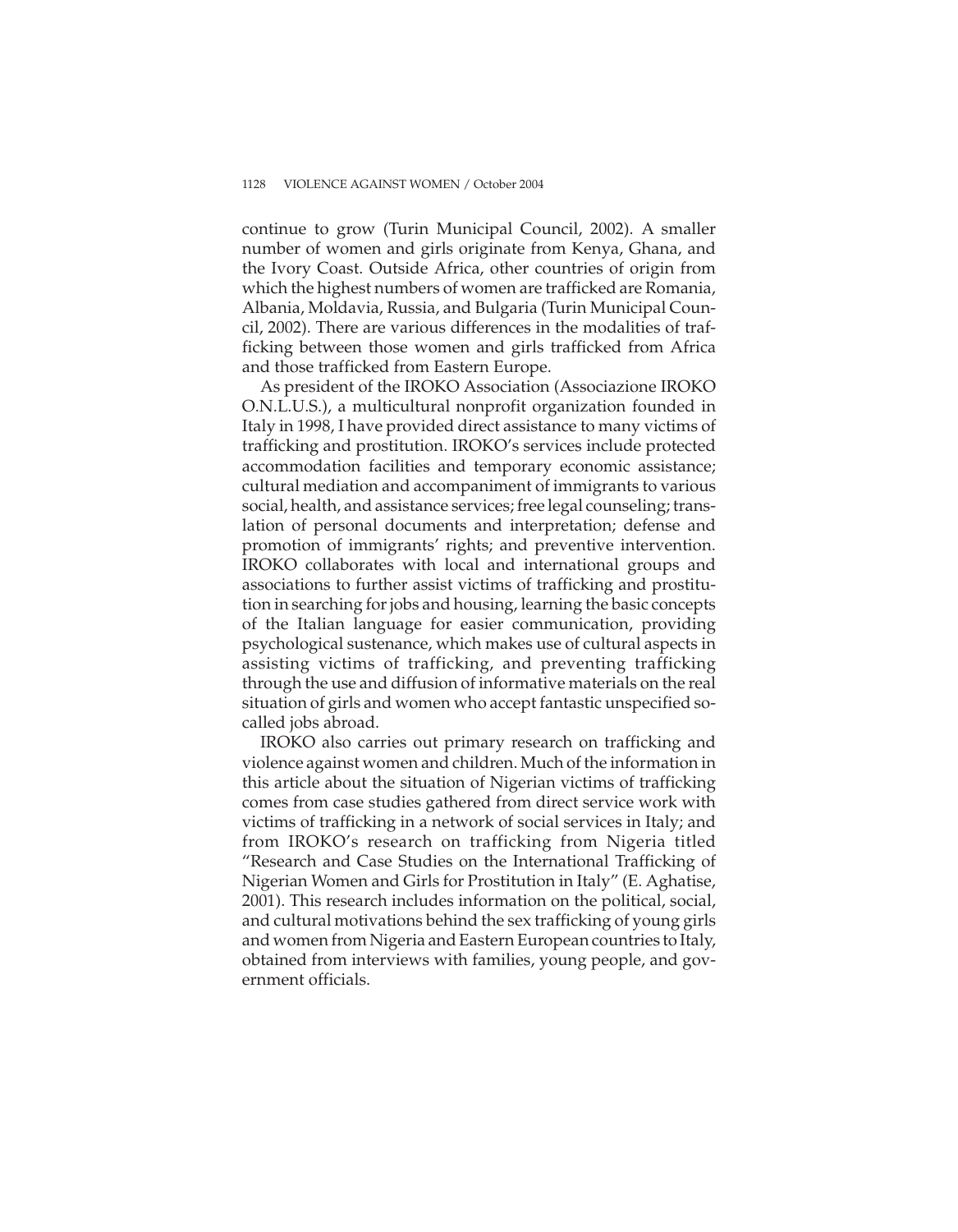continue to grow (Turin Municipal Council, 2002). A smaller number of women and girls originate from Kenya, Ghana, and the Ivory Coast. Outside Africa, other countries of origin from which the highest numbers of women are trafficked are Romania, Albania, Moldavia, Russia, and Bulgaria (Turin Municipal Council, 2002). There are various differences in the modalities of trafficking between those women and girls trafficked from Africa and those trafficked from Eastern Europe.

As president of the IROKO Association (Associazione IROKO O.N.L.U.S.), a multicultural nonprofit organization founded in Italy in 1998, I have provided direct assistance to many victims of trafficking and prostitution. IROKO's services include protected accommodation facilities and temporary economic assistance; cultural mediation and accompaniment of immigrants to various social, health, and assistance services; free legal counseling; translation of personal documents and interpretation; defense and promotion of immigrants' rights; and preventive intervention. IROKO collaborates with local and international groups and associations to further assist victims of trafficking and prostitution in searching for jobs and housing, learning the basic concepts of the Italian language for easier communication, providing psychological sustenance, which makes use of cultural aspects in assisting victims of trafficking, and preventing trafficking through the use and diffusion of informative materials on the real situation of girls and women who accept fantastic unspecified so-called jobs abroad.

IROKO also carries out primary research on trafficking and violence against women and children. Much of the information in this article about the situation of Nigerian victims of trafficking comes from case studies gathered from direct service work with victims of trafficking in a network of social services in Italy; and from IROKO's research on trafficking from Nigeria titled "Research and Case Studies on the International Trafficking of Nigerian Women and Girls for Prostitution in Italy" (E. Aghatise, 2001). This research includes information on the political, social, and cultural motivations behind the sex trafficking of young girls and women from Nigeria and Eastern European countries to Italy, obtained from interviews with families, young people, and government officials.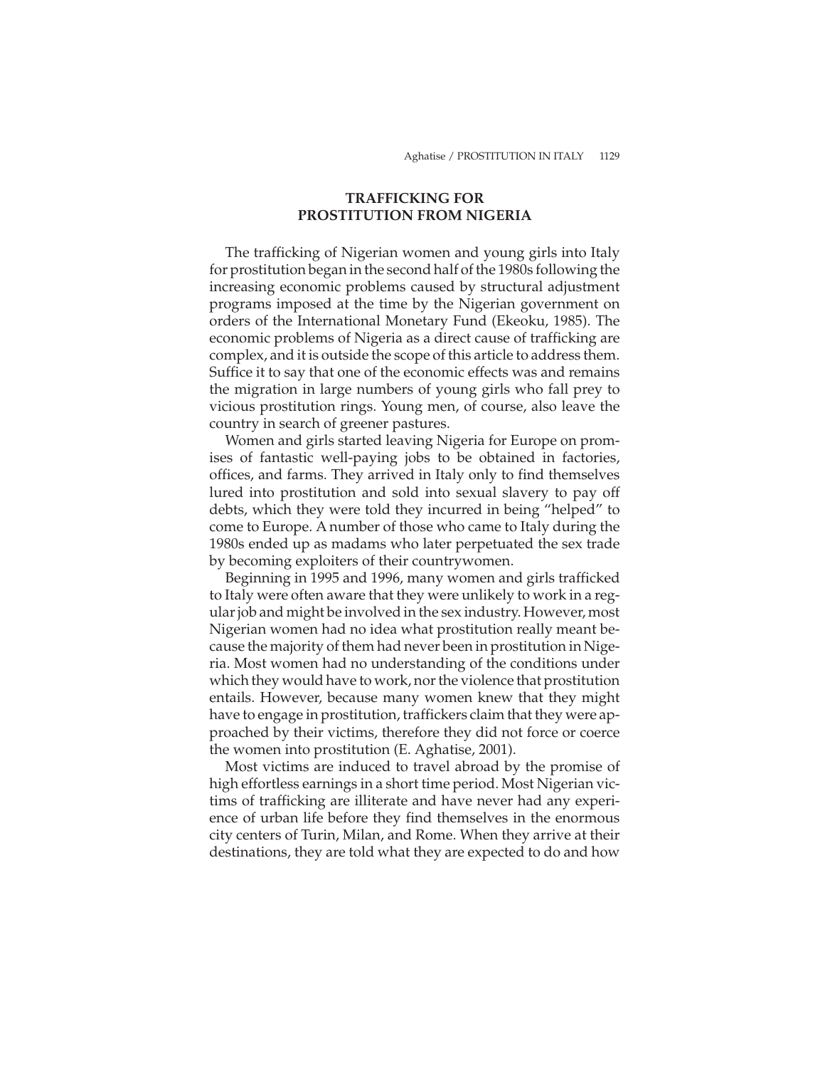## TRAFFICKING FOR PROSTITUTION FROM NIGERIA

The trafficking of Nigerian women and young girls into Italy for prostitution began in the second half of the 1980s following the increasing economic problems caused by structural adjustment programs imposed at the time by the Nigerian government on orders of the International Monetary Fund (Ekeoku, 1985). The economic problems of Nigeria as a direct cause of trafficking are complex, and it is outside the scope of this article to address them. Suffice it to say that one of the economic effects was and remains the migration in large numbers of young girls who fall prey to vicious prostitution rings. Young men, of course, also leave the country in search of greener pastures.

Women and girls started leaving Nigeria for Europe on promises of fantastic well-paying jobs to be obtained in factories, offices, and farms. They arrived in Italy only to find themselves lured into prostitution and sold into sexual slavery to pay off debts, which they were told they incurred in being "helped" to come to Europe. A number of those who came to Italy during the 1980s ended up as madams who later perpetuated the sex trade by becoming exploiters of their countrywomen.

Beginning in 1995 and 1996, many women and girls trafficked to Italy were often aware that they were unlikely to work in a regular job and might be involved in the sex industry. However, most Nigerian women had no idea what prostitution really meant because the majority of them had never been in prostitution in Nigeria. Most women had no understanding of the conditions under which they would have to work, nor the violence that prostitution entails. However, because many women knew that they might have to engage in prostitution, traffickers claim that they were approached by their victims, therefore they did not force or coerce the women into prostitution (E. Aghatise, 2001).

Most victims are induced to travel abroad by the promise of high effortless earnings in a short time period. Most Nigerian victims of trafficking are illiterate and have never had any experience of urban life before they find themselves in the enormous city centers of Turin, Milan, and Rome. When they arrive at their destinations, they are told what they are expected to do and how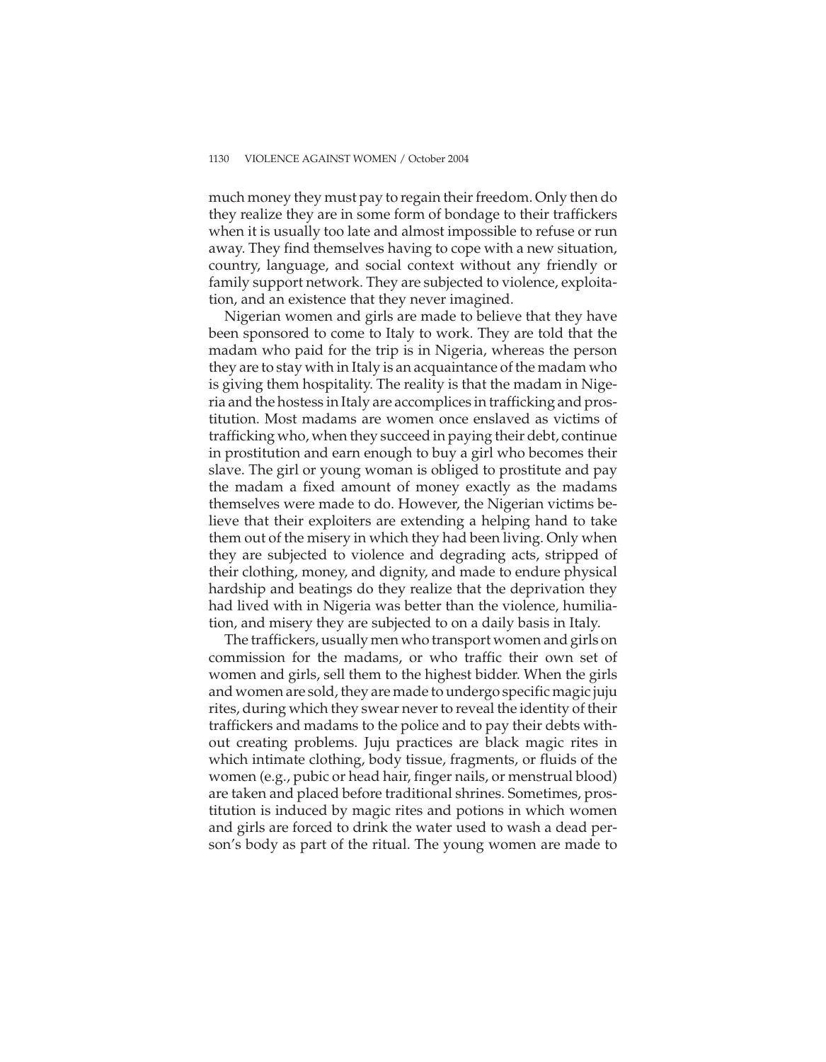much money they must pay to regain their freedom. Only then do they realize they are in some form of bondage to their traffickers when it is usually too late and almost impossible to refuse or run away. They find themselves having to cope with a new situation, country, language, and social context without any friendly or family support network. They are subjected to violence, exploitation, and an existence that they never imagined.

Nigerian women and girls are made to believe that they have been sponsored to come to Italy to work. They are told that the madam who paid for the trip is in Nigeria, whereas the person they are to stay with in Italy is an acquaintance of the madam who is giving them hospitality. The reality is that the madam in Nigeria and the hostess in Italy are accomplices in trafficking and prostitution. Most madams are women once enslaved as victims of trafficking who, when they succeed in paying their debt, continue in prostitution and earn enough to buy a girl who becomes their slave. The girl or young woman is obliged to prostitute and pay the madam a fixed amount of money exactly as the madams themselves were made to do. However, the Nigerian victims believe that their exploiters are extending a helping hand to take them out of the misery in which they had been living. Only when they are subjected to violence and degrading acts, stripped of their clothing, money, and dignity, and made to endure physical hardship and beatings do they realize that the deprivation they had lived with in Nigeria was better than the violence, humiliation, and misery they are subjected to on a daily basis in Italy.

The traffickers, usually men who transport women and girls on commission for the madams, or who traffic their own set of women and girls, sell them to the highest bidder. When the girls and women are sold, they are made to undergo specific magic juju rites, during which they swear never to reveal the identity of their traffickers and madams to the police and to pay their debts without creating problems. Juju practices are black magic rites in which intimate clothing, body tissue, fragments, or fluids of the women (e.g., pubic or head hair, finger nails, or menstrual blood) are taken and placed before traditional shrines. Sometimes, prostitution is induced by magic rites and potions in which women and girls are forced to drink the water used to wash a dead person's body as part of the ritual. The young women are made to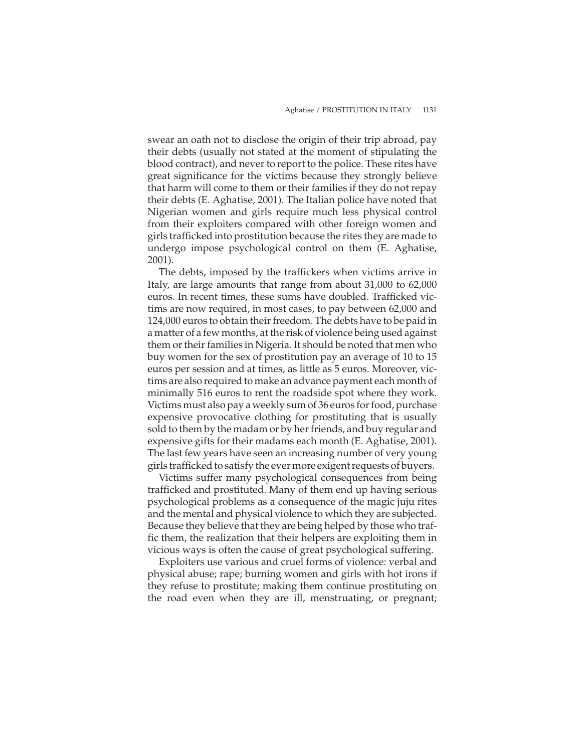swear an oath not to disclose the origin of their trip abroad, pay their debts (usually not stated at the moment of stipulating the blood contract), and never to report to the police. These rites have great significance for the victims because they strongly believe that harm will come to them or their families if they do not repay their debts (E. Aghatise, 2001). The Italian police have noted that Nigerian women and girls require much less physical control from their exploiters compared with other foreign women and girls trafficked into prostitution because the rites they are made to undergo impose psychological control on them (E. Aghatise, 2001).

The debts, imposed by the traffickers when victims arrive in Italy, are large amounts that range from about 31,000 to 62,000 euros. In recent times, these sums have doubled. Trafficked victims are now required, in most cases, to pay between 62,000 and 124,000 euros to obtain their freedom. The debts have to be paid in a matter of a few months, at the risk of violence being used against them or their families in Nigeria. It should be noted that men who buy women for the sex of prostitution pay an average of 10 to 15 euros per session and at times, as little as 5 euros. Moreover, victims are also required to make an advance payment each month of minimally 516 euros to rent the roadside spot where they work. Victims must also pay a weekly sum of 36 euros for food, purchase expensive provocative clothing for prostituting that is usually sold to them by the madam or by her friends, and buy regular and expensive gifts for their madams each month (E. Aghatise, 2001). The last few years have seen an increasing number of very young girls trafficked to satisfy the ever more exigent requests of buyers.

Victims suffer many psychological consequences from being trafficked and prostituted. Many of them end up having serious psychological problems as a consequence of the magic juju rites and the mental and physical violence to which they are subjected. Because they believe that they are being helped by those who traffic them, the realization that their helpers are exploiting them in vicious ways is often the cause of great psychological suffering.

Exploiters use various and cruel forms of violence: verbal and physical abuse; rape; burning women and girls with hot irons if they refuse to prostitute; making them continue prostituting on the road even when they are ill, menstruating, or pregnant;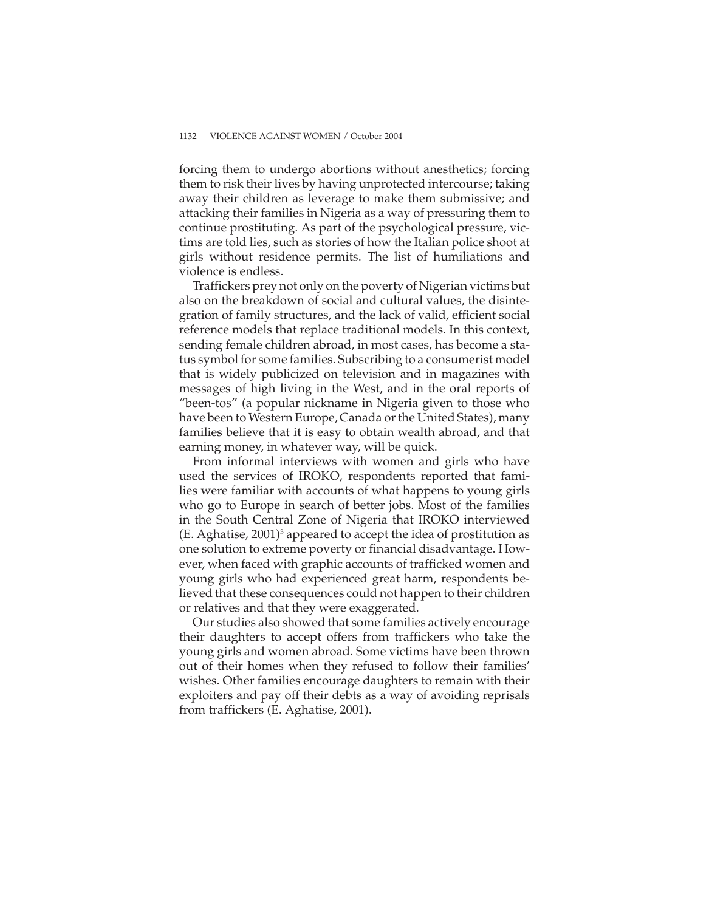forcing them to undergo abortions without anesthetics; forcing them to risk their lives by having unprotected intercourse; taking away their children as leverage to make them submissive; and attacking their families in Nigeria as a way of pressuring them to continue prostituting. As part of the psychological pressure, victims are told lies, such as stories of how the Italian police shoot at girls without residence permits. The list of humiliations and violence is endless.

Traffickers prey not only on the poverty of Nigerian victims but also on the breakdown of social and cultural values, the disintegration of family structures, and the lack of valid, efficient social reference models that replace traditional models. In this context, sending female children abroad, in most cases, has become a status symbol for some families. Subscribing to a consumerist model that is widely publicized on television and in magazines with messages of high living in the West, and in the oral reports of "been-tos" (a popular nickname in Nigeria given to those who have been to Western Europe, Canada or the United States), many families believe that it is easy to obtain wealth abroad, and that earning money, in whatever way, will be quick.

From informal interviews with women and girls who have used the services of IROKO, respondents reported that families were familiar with accounts of what happens to young girls who go to Europe in search of better jobs. Most of the families in the South Central Zone of Nigeria that IROKO interviewed (E. Aghatise, 2001)[3] appeared to accept the idea of prostitution as one solution to extreme poverty or financial disadvantage. However, when faced with graphic accounts of trafficked women and young girls who had experienced great harm, respondents believed that these consequences could not happen to their children or relatives and that they were exaggerated.

Our studies also showed that some families actively encourage their daughters to accept offers from traffickers who take the young girls and women abroad. Some victims have been thrown out of their homes when they refused to follow their families' wishes. Other families encourage daughters to remain with their exploiters and pay off their debts as a way of avoiding reprisals from traffickers (E. Aghatise, 2001).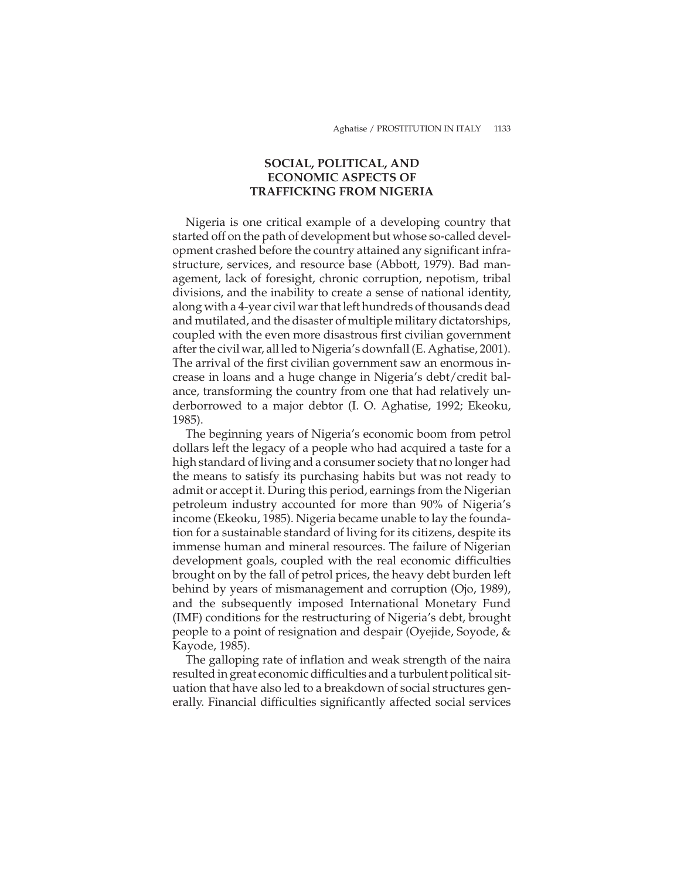## SOCIAL, POLITICAL, AND ECONOMIC ASPECTS OF TRAFFICKING FROM NIGERIA

Nigeria is one critical example of a developing country that started off on the path of development but whose so-called development crashed before the country attained any significant infrastructure, services, and resource base (Abbott, 1979). Bad management, lack of foresight, chronic corruption, nepotism, tribal divisions, and the inability to create a sense of national identity, along with a 4-year civil war that left hundreds of thousands dead and mutilated, and the disaster of multiple military dictatorships, coupled with the even more disastrous first civilian government after the civil war, all led to Nigeria's downfall (E. Aghatise, 2001). The arrival of the first civilian government saw an enormous increase in loans and a huge change in Nigeria's debt/credit balance, transforming the country from one that had relatively underborrowed to a major debtor (I. O. Aghatise, 1992; Ekeoku, 1985).

The beginning years of Nigeria's economic boom from petrol dollars left the legacy of a people who had acquired a taste for a high standard of living and a consumer society that no longer had the means to satisfy its purchasing habits but was not ready to admit or accept it. During this period, earnings from the Nigerian petroleum industry accounted for more than 90% of Nigeria's income (Ekeoku, 1985). Nigeria became unable to lay the foundation for a sustainable standard of living for its citizens, despite its immense human and mineral resources. The failure of Nigerian development goals, coupled with the real economic difficulties brought on by the fall of petrol prices, the heavy debt burden left behind by years of mismanagement and corruption (Ojo, 1989), and the subsequently imposed International Monetary Fund (IMF) conditions for the restructuring of Nigeria's debt, brought people to a point of resignation and despair (Oyejide, Soyode, & Kayode, 1985).

The galloping rate of inflation and weak strength of the naira resulted in great economic difficulties and a turbulent political situation that have also led to a breakdown of social structures generally. Financial difficulties significantly affected social services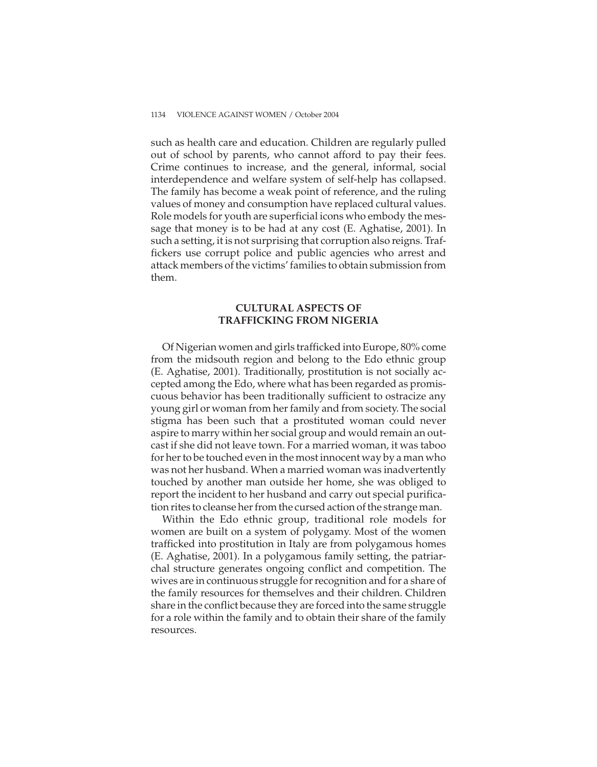such as health care and education. Children are regularly pulled out of school by parents, who cannot afford to pay their fees. Crime continues to increase, and the general, informal, social interdependence and welfare system of self-help has collapsed. The family has become a weak point of reference, and the ruling values of money and consumption have replaced cultural values. Role models for youth are superficial icons who embody the message that money is to be had at any cost (E. Aghatise, 2001). In such a setting, it is not surprising that corruption also reigns. Traffickers use corrupt police and public agencies who arrest and attack members of the victims' families to obtain submission from them.

## CULTURAL ASPECTS OF TRAFFICKING FROM NIGERIA

Of Nigerian women and girls trafficked into Europe, 80% come from the midsouth region and belong to the Edo ethnic group (E. Aghatise, 2001). Traditionally, prostitution is not socially accepted among the Edo, where what has been regarded as promiscuous behavior has been traditionally sufficient to ostracize any young girl or woman from her family and from society. The social stigma has been such that a prostituted woman could never aspire to marry within her social group and would remain an outcast if she did not leave town. For a married woman, it was taboo for her to be touched even in the most innocent way by a man who was not her husband. When a married woman was inadvertently touched by another man outside her home, she was obliged to report the incident to her husband and carry out special purification rites to cleanse her from the cursed action of the strange man.

Within the Edo ethnic group, traditional role models for women are built on a system of polygamy. Most of the women trafficked into prostitution in Italy are from polygamous homes (E. Aghatise, 2001). In a polygamous family setting, the patriarchal structure generates ongoing conflict and competition. The wives are in continuous struggle for recognition and for a share of the family resources for themselves and their children. Children share in the conflict because they are forced into the same struggle for a role within the family and to obtain their share of the family resources.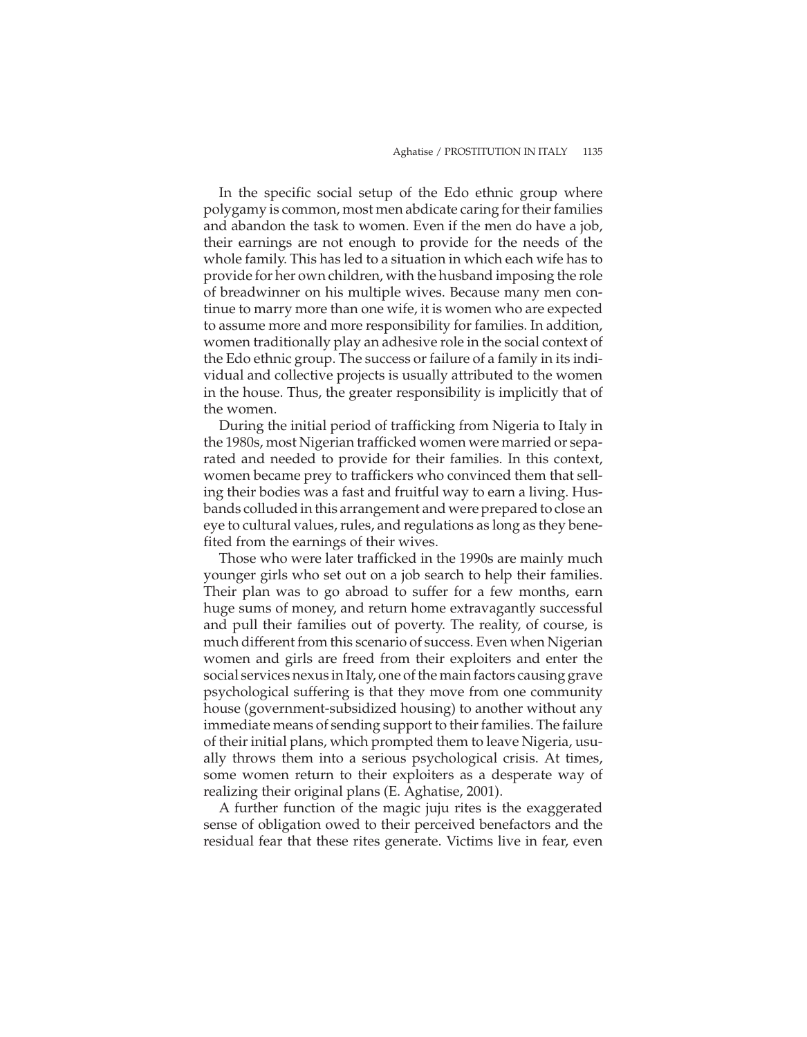In the specific social setup of the Edo ethnic group where polygamy is common, most men abdicate caring for their families and abandon the task to women. Even if the men do have a job, their earnings are not enough to provide for the needs of the whole family. This has led to a situation in which each wife has to provide for her own children, with the husband imposing the role of breadwinner on his multiple wives. Because many men continue to marry more than one wife, it is women who are expected to assume more and more responsibility for families. In addition, women traditionally play an adhesive role in the social context of the Edo ethnic group. The success or failure of a family in its individual and collective projects is usually attributed to the women in the house. Thus, the greater responsibility is implicitly that of the women.

During the initial period of trafficking from Nigeria to Italy in the 1980s, most Nigerian trafficked women were married or separated and needed to provide for their families. In this context, women became prey to traffickers who convinced them that selling their bodies was a fast and fruitful way to earn a living. Husbands colluded in this arrangement and were prepared to close an eye to cultural values, rules, and regulations as long as they benefited from the earnings of their wives.

Those who were later trafficked in the 1990s are mainly much younger girls who set out on a job search to help their families. Their plan was to go abroad to suffer for a few months, earn huge sums of money, and return home extravagantly successful and pull their families out of poverty. The reality, of course, is much different from this scenario of success. Even when Nigerian women and girls are freed from their exploiters and enter the social services nexus in Italy, one of the main factors causing grave psychological suffering is that they move from one community house (government-subsidized housing) to another without any immediate means of sending support to their families. The failure of their initial plans, which prompted them to leave Nigeria, usually throws them into a serious psychological crisis. At times, some women return to their exploiters as a desperate way of realizing their original plans (E. Aghatise, 2001).

A further function of the magic juju rites is the exaggerated sense of obligation owed to their perceived benefactors and the residual fear that these rites generate. Victims live in fear, even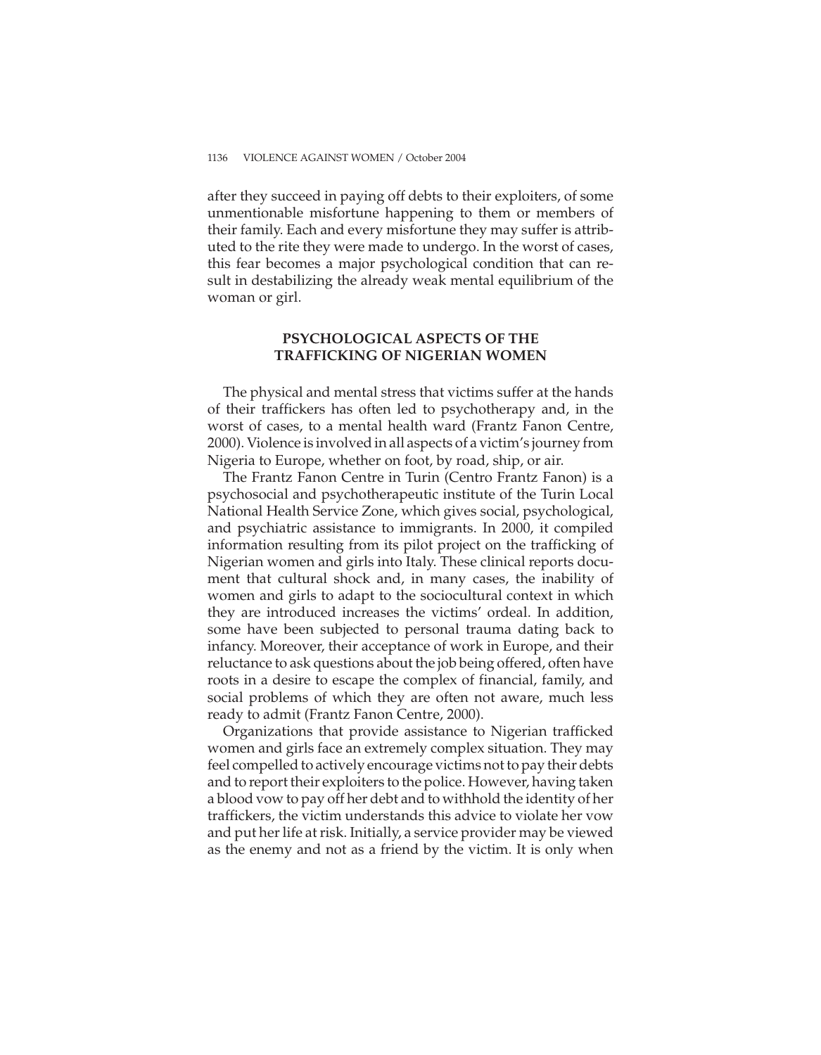after they succeed in paying off debts to their exploiters, of some unmentionable misfortune happening to them or members of their family. Each and every misfortune they may suffer is attributed to the rite they were made to undergo. In the worst of cases, this fear becomes a major psychological condition that can result in destabilizing the already weak mental equilibrium of the woman or girl.

## PSYCHOLOGICAL ASPECTS OF THE TRAFFICKING OF NIGERIAN WOMEN

The physical and mental stress that victims suffer at the hands of their traffickers has often led to psychotherapy and, in the worst of cases, to a mental health ward (Frantz Fanon Centre, 2000). Violence is involved in all aspects of a victim's journey from Nigeria to Europe, whether on foot, by road, ship, or air.

The Frantz Fanon Centre in Turin (Centro Frantz Fanon) is a psychosocial and psychotherapeutic institute of the Turin Local National Health Service Zone, which gives social, psychological, and psychiatric assistance to immigrants. In 2000, it compiled information resulting from its pilot project on the trafficking of Nigerian women and girls into Italy. These clinical reports document that cultural shock and, in many cases, the inability of women and girls to adapt to the sociocultural context in which they are introduced increases the victims' ordeal. In addition, some have been subjected to personal trauma dating back to infancy. Moreover, their acceptance of work in Europe, and their reluctance to ask questions about the job being offered, often have roots in a desire to escape the complex of financial, family, and social problems of which they are often not aware, much less ready to admit (Frantz Fanon Centre, 2000).

Organizations that provide assistance to Nigerian trafficked women and girls face an extremely complex situation. They may feel compelled to actively encourage victims not to pay their debts and to report their exploiters to the police. However, having taken a blood vow to pay off her debt and to withhold the identity of her traffickers, the victim understands this advice to violate her vow and put her life at risk. Initially, a service provider may be viewed as the enemy and not as a friend by the victim. It is only when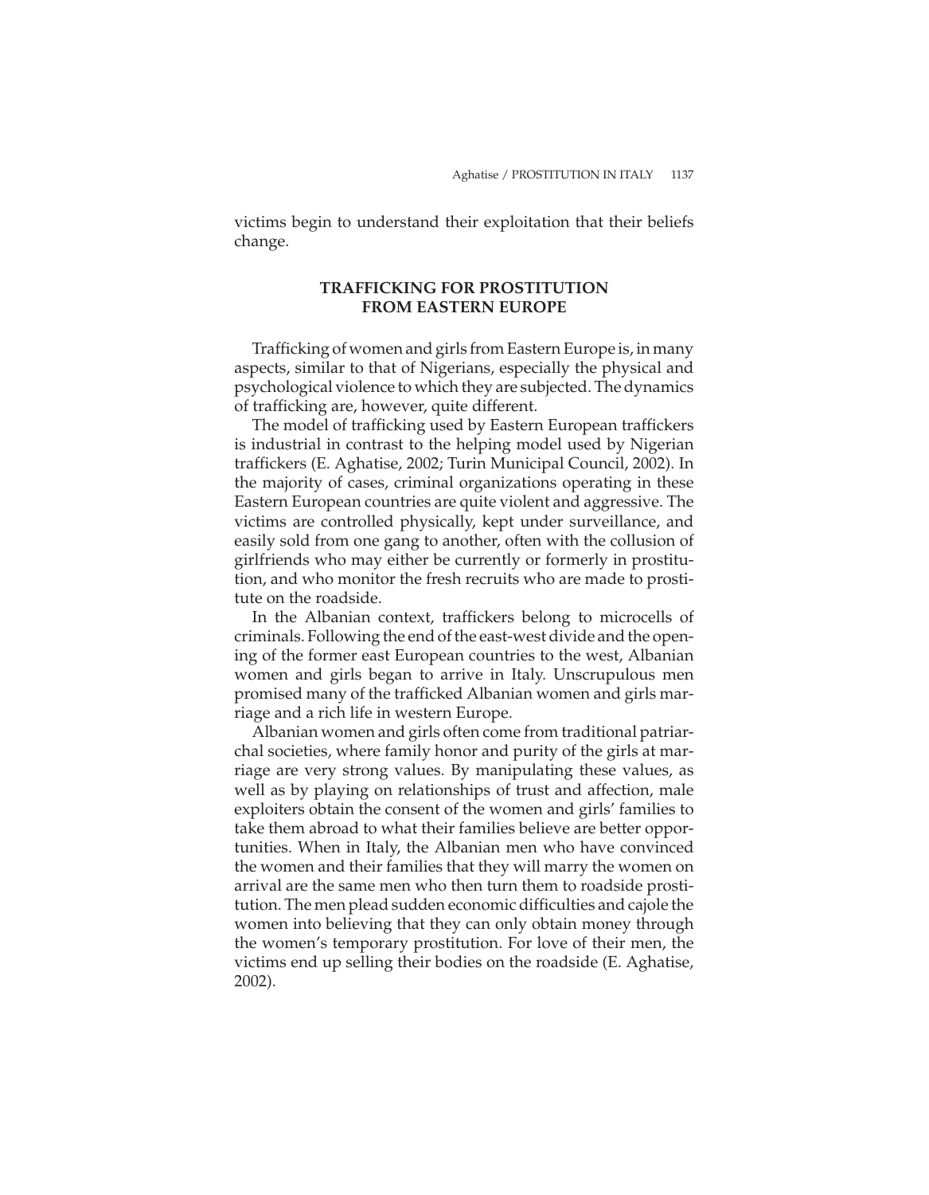victims begin to understand their exploitation that their beliefs change.

## TRAFFICKING FOR PROSTITUTION FROM EASTERN EUROPE

Trafficking of women and girls from Eastern Europe is, in many aspects, similar to that of Nigerians, especially the physical and psychological violence to which they are subjected. The dynamics of trafficking are, however, quite different.

The model of trafficking used by Eastern European traffickers is industrial in contrast to the helping model used by Nigerian traffickers (E. Aghatise, 2002; Turin Municipal Council, 2002). In the majority of cases, criminal organizations operating in these Eastern European countries are quite violent and aggressive. The victims are controlled physically, kept under surveillance, and easily sold from one gang to another, often with the collusion of girlfriends who may either be currently or formerly in prostitution, and who monitor the fresh recruits who are made to prostitute on the roadside.

In the Albanian context, traffickers belong to microcells of criminals. Following the end of the east-west divide and the opening of the former east European countries to the west, Albanian women and girls began to arrive in Italy. Unscrupulous men promised many of the trafficked Albanian women and girls marriage and a rich life in western Europe.

Albanian women and girls often come from traditional patriarchal societies, where family honor and purity of the girls at marriage are very strong values. By manipulating these values, as well as by playing on relationships of trust and affection, male exploiters obtain the consent of the women and girls' families to take them abroad to what their families believe are better opportunities. When in Italy, the Albanian men who have convinced the women and their families that they will marry the women on arrival are the same men who then turn them to roadside prostitution. The men plead sudden economic difficulties and cajole the women into believing that they can only obtain money through the women's temporary prostitution. For love of their men, the victims end up selling their bodies on the roadside (E. Aghatise, 2002).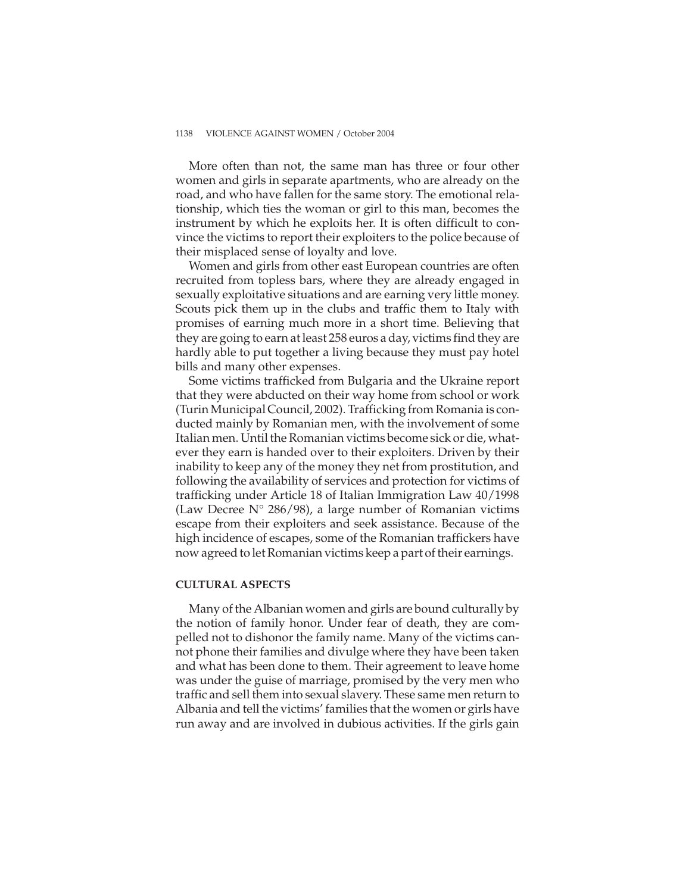More often than not, the same man has three or four other women and girls in separate apartments, who are already on the road, and who have fallen for the same story. The emotional relationship, which ties the woman or girl to this man, becomes the instrument by which he exploits her. It is often difficult to convince the victims to report their exploiters to the police because of their misplaced sense of loyalty and love.

Women and girls from other east European countries are often recruited from topless bars, where they are already engaged in sexually exploitative situations and are earning very little money. Scouts pick them up in the clubs and traffic them to Italy with promises of earning much more in a short time. Believing that they are going to earn at least 258 euros a day, victims find they are hardly able to put together a living because they must pay hotel bills and many other expenses.

Some victims trafficked from Bulgaria and the Ukraine report that they were abducted on their way home from school or work (Turin Municipal Council, 2002). Trafficking from Romania is conducted mainly by Romanian men, with the involvement of some Italian men. Until the Romanian victims become sick or die, whatever they earn is handed over to their exploiters. Driven by their inability to keep any of the money they net from prostitution, and following the availability of services and protection for victims of trafficking under Article 18 of Italian Immigration Law 40/1998 (Law Decree N° 286/98), a large number of Romanian victims escape from their exploiters and seek assistance. Because of the high incidence of escapes, some of the Romanian traffickers have now agreed to let Romanian victims keep a part of their earnings.

## CULTURAL ASPECTS

Many of the Albanian women and girls are bound culturally by the notion of family honor. Under fear of death, they are compelled not to dishonor the family name. Many of the victims cannot phone their families and divulge where they have been taken and what has been done to them. Their agreement to leave home was under the guise of marriage, promised by the very men who traffic and sell them into sexual slavery. These same men return to Albania and tell the victims' families that the women or girls have run away and are involved in dubious activities. If the girls gain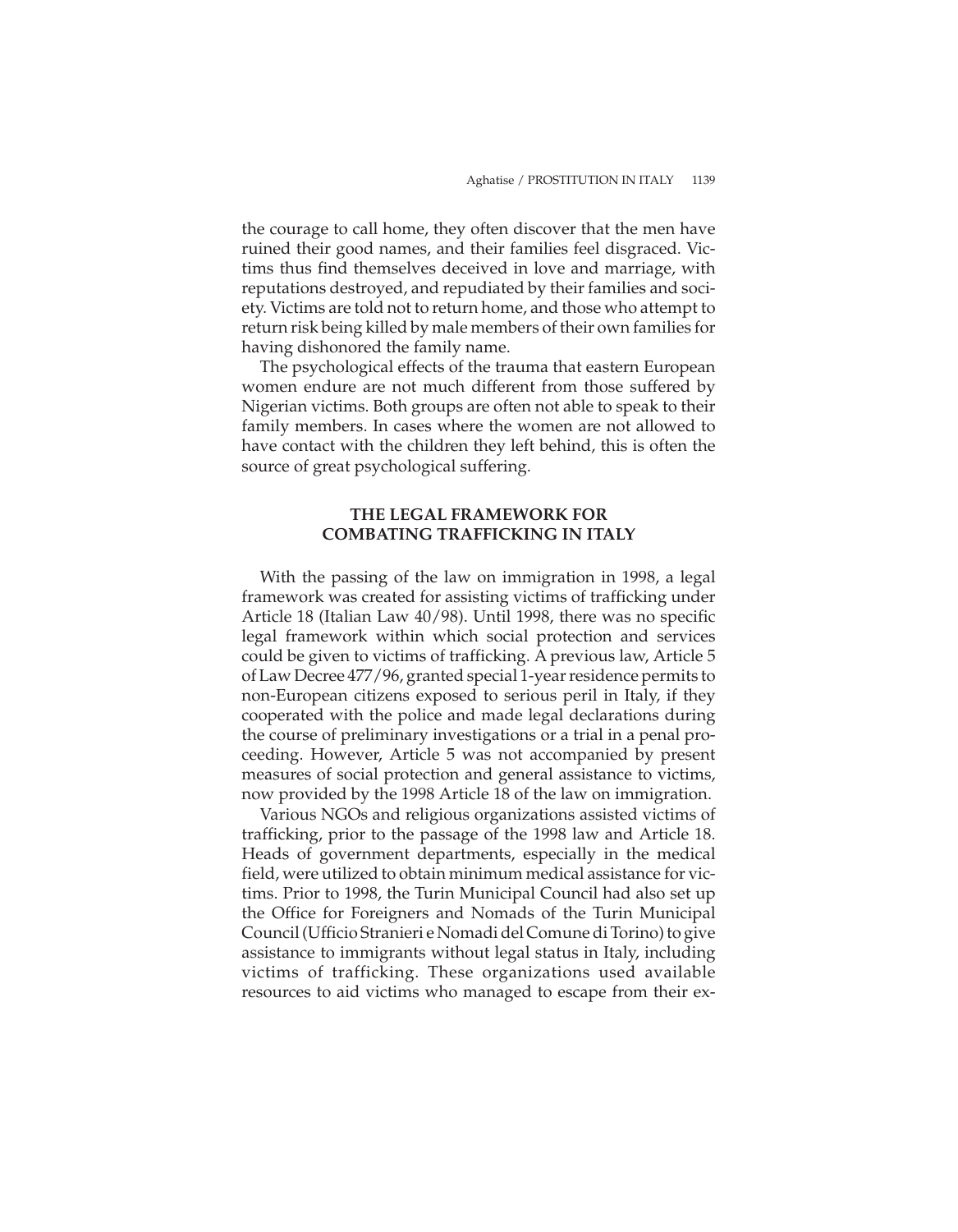the courage to call home, they often discover that the men have ruined their good names, and their families feel disgraced. Victims thus find themselves deceived in love and marriage, with reputations destroyed, and repudiated by their families and society. Victims are told not to return home, and those who attempt to return risk being killed by male members of their own families for having dishonored the family name.

The psychological effects of the trauma that eastern European women endure are not much different from those suffered by Nigerian victims. Both groups are often not able to speak to their family members. In cases where the women are not allowed to have contact with the children they left behind, this is often the source of great psychological suffering.

## THE LEGAL FRAMEWORK FOR COMBATING TRAFFICKING IN ITALY

With the passing of the law on immigration in 1998, a legal framework was created for assisting victims of trafficking under Article 18 (Italian Law 40/98). Until 1998, there was no specific legal framework within which social protection and services could be given to victims of trafficking. A previous law, Article 5 of Law Decree 477/96, granted special 1-year residence permits to non-European citizens exposed to serious peril in Italy, if they cooperated with the police and made legal declarations during the course of preliminary investigations or a trial in a penal proceeding. However, Article 5 was not accompanied by present measures of social protection and general assistance to victims, now provided by the 1998 Article 18 of the law on immigration.

Various NGOs and religious organizations assisted victims of trafficking, prior to the passage of the 1998 law and Article 18. Heads of government departments, especially in the medical field, were utilized to obtain minimum medical assistance for victims. Prior to 1998, the Turin Municipal Council had also set up the Office for Foreigners and Nomads of the Turin Municipal Council (Ufficio Stranieri e Nomadi del Comune di Torino) to give assistance to immigrants without legal status in Italy, including victims of trafficking. These organizations used available resources to aid victims who managed to escape from their ex-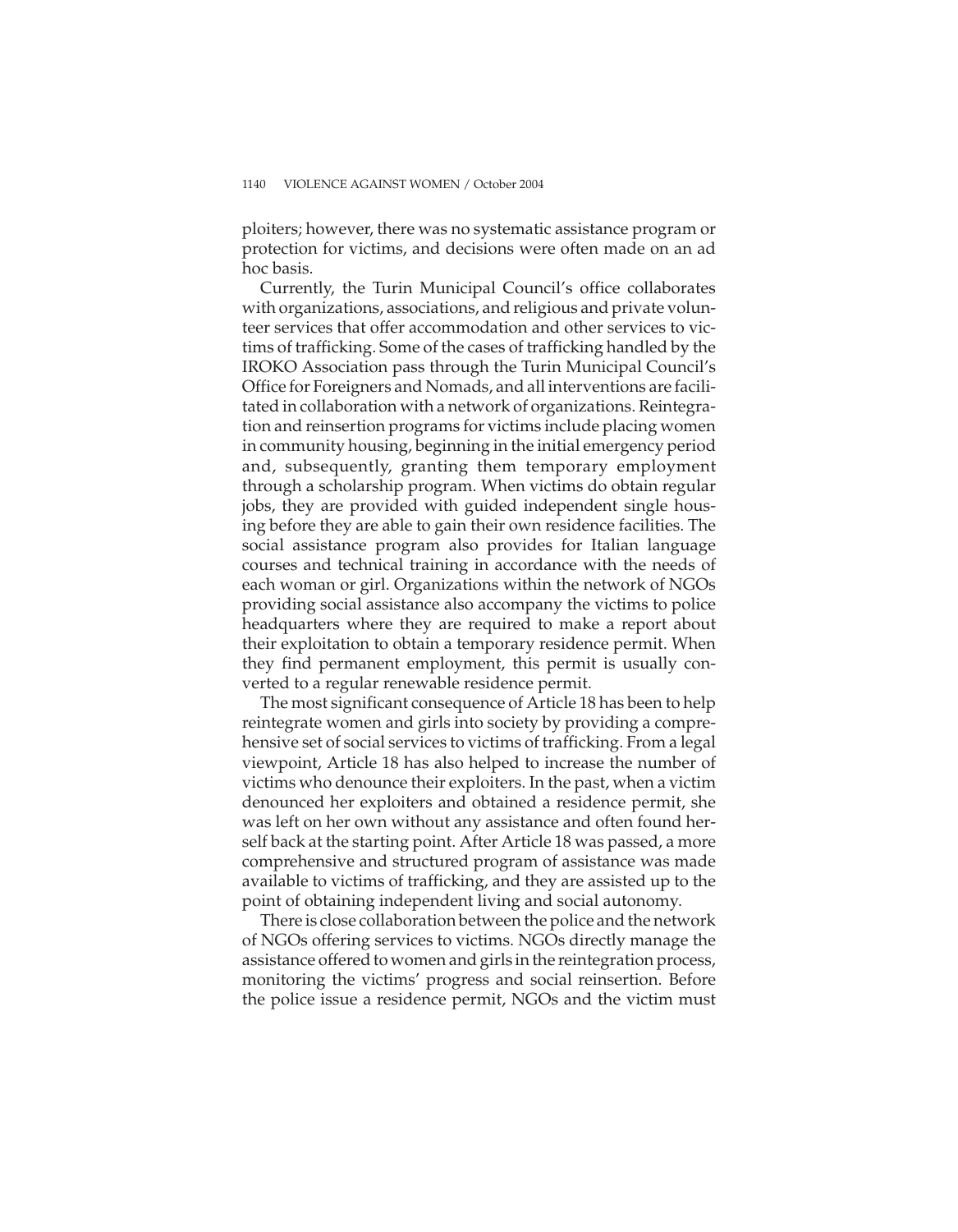ploiters; however, there was no systematic assistance program or protection for victims, and decisions were often made on an ad hoc basis.

Currently, the Turin Municipal Council's office collaborates with organizations, associations, and religious and private volunteer services that offer accommodation and other services to victims of trafficking. Some of the cases of trafficking handled by the IROKO Association pass through the Turin Municipal Council's Office for Foreigners and Nomads, and all interventions are facilitated in collaboration with a network of organizations. Reintegration and reinsertion programs for victims include placing women in community housing, beginning in the initial emergency period and, subsequently, granting them temporary employment through a scholarship program. When victims do obtain regular jobs, they are provided with guided independent single housing before they are able to gain their own residence facilities. The social assistance program also provides for Italian language courses and technical training in accordance with the needs of each woman or girl. Organizations within the network of NGOs providing social assistance also accompany the victims to police headquarters where they are required to make a report about their exploitation to obtain a temporary residence permit. When they find permanent employment, this permit is usually converted to a regular renewable residence permit.

The most significant consequence of Article 18 has been to help reintegrate women and girls into society by providing a comprehensive set of social services to victims of trafficking. From a legal viewpoint, Article 18 has also helped to increase the number of victims who denounce their exploiters. In the past, when a victim denounced her exploiters and obtained a residence permit, she was left on her own without any assistance and often found herself back at the starting point. After Article 18 was passed, a more comprehensive and structured program of assistance was made available to victims of trafficking, and they are assisted up to the point of obtaining independent living and social autonomy.

There is close collaboration between the police and the network of NGOs offering services to victims. NGOs directly manage the assistance offered to women and girls in the reintegration process, monitoring the victims' progress and social reinsertion. Before the police issue a residence permit, NGOs and the victim must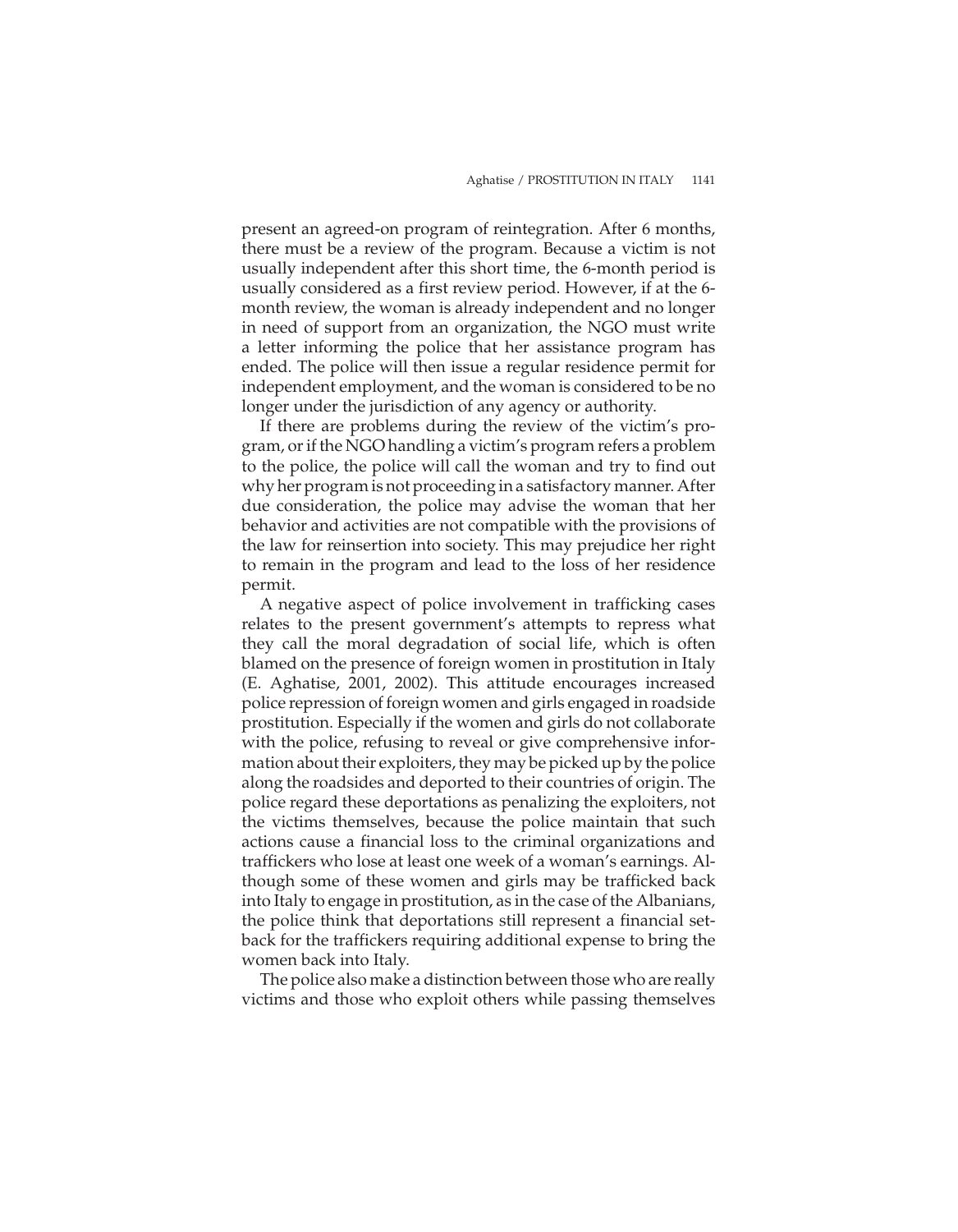present an agreed-on program of reintegration. After 6 months, there must be a review of the program. Because a victim is not usually independent after this short time, the 6-month period is usually considered as a first review period. However, if at the 6-month review, the woman is already independent and no longer in need of support from an organization, the NGO must write a letter informing the police that her assistance program has ended. The police will then issue a regular residence permit for independent employment, and the woman is considered to be no longer under the jurisdiction of any agency or authority.

If there are problems during the review of the victim's program, or if the NGO handling a victim's program refers a problem to the police, the police will call the woman and try to find out why her program is not proceeding in a satisfactory manner. After due consideration, the police may advise the woman that her behavior and activities are not compatible with the provisions of the law for reinsertion into society. This may prejudice her right to remain in the program and lead to the loss of her residence permit.

A negative aspect of police involvement in trafficking cases relates to the present government's attempts to repress what they call the moral degradation of social life, which is often blamed on the presence of foreign women in prostitution in Italy (E. Aghatise, 2001, 2002). This attitude encourages increased police repression of foreign women and girls engaged in roadside prostitution. Especially if the women and girls do not collaborate with the police, refusing to reveal or give comprehensive information about their exploiters, they may be picked up by the police along the roadsides and deported to their countries of origin. The police regard these deportations as penalizing the exploiters, not the victims themselves, because the police maintain that such actions cause a financial loss to the criminal organizations and traffickers who lose at least one week of a woman's earnings. Although some of these women and girls may be trafficked back into Italy to engage in prostitution, as in the case of the Albanians, the police think that deportations still represent a financial setback for the traffickers requiring additional expense to bring the women back into Italy.

The police also make a distinction between those who are really victims and those who exploit others while passing themselves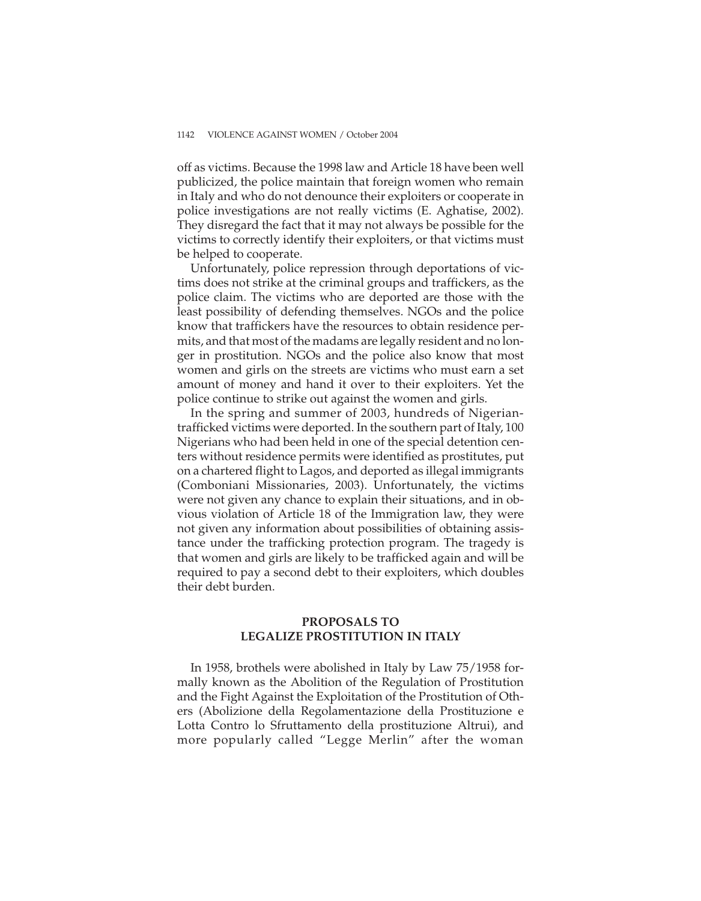off as victims. Because the 1998 law and Article 18 have been well publicized, the police maintain that foreign women who remain in Italy and who do not denounce their exploiters or cooperate in police investigations are not really victims (E. Aghatise, 2002). They disregard the fact that it may not always be possible for the victims to correctly identify their exploiters, or that victims must be helped to cooperate.

Unfortunately, police repression through deportations of victims does not strike at the criminal groups and traffickers, as the police claim. The victims who are deported are those with the least possibility of defending themselves. NGOs and the police know that traffickers have the resources to obtain residence permits, and that most of the madams are legally resident and no longer in prostitution. NGOs and the police also know that most women and girls on the streets are victims who must earn a set amount of money and hand it over to their exploiters. Yet the police continue to strike out against the women and girls.

In the spring and summer of 2003, hundreds of Nigerian-trafficked victims were deported. In the southern part of Italy, 100 Nigerians who had been held in one of the special detention centers without residence permits were identified as prostitutes, put on a chartered flight to Lagos, and deported as illegal immigrants (Comboniani Missionaries, 2003). Unfortunately, the victims were not given any chance to explain their situations, and in obvious violation of Article 18 of the Immigration law, they were not given any information about possibilities of obtaining assistance under the trafficking protection program. The tragedy is that women and girls are likely to be trafficked again and will be required to pay a second debt to their exploiters, which doubles their debt burden.

## PROPOSALS TO LEGALIZE PROSTITUTION IN ITALY

In 1958, brothels were abolished in Italy by Law 75/1958 formally known as the Abolition of the Regulation of Prostitution and the Fight Against the Exploitation of the Prostitution of Others (Abolizione della Regolamentazione della Prostituzione e Lotta Contro lo Sfruttamento della prostituzione Altrui), and more popularly called "Legge Merlin" after the woman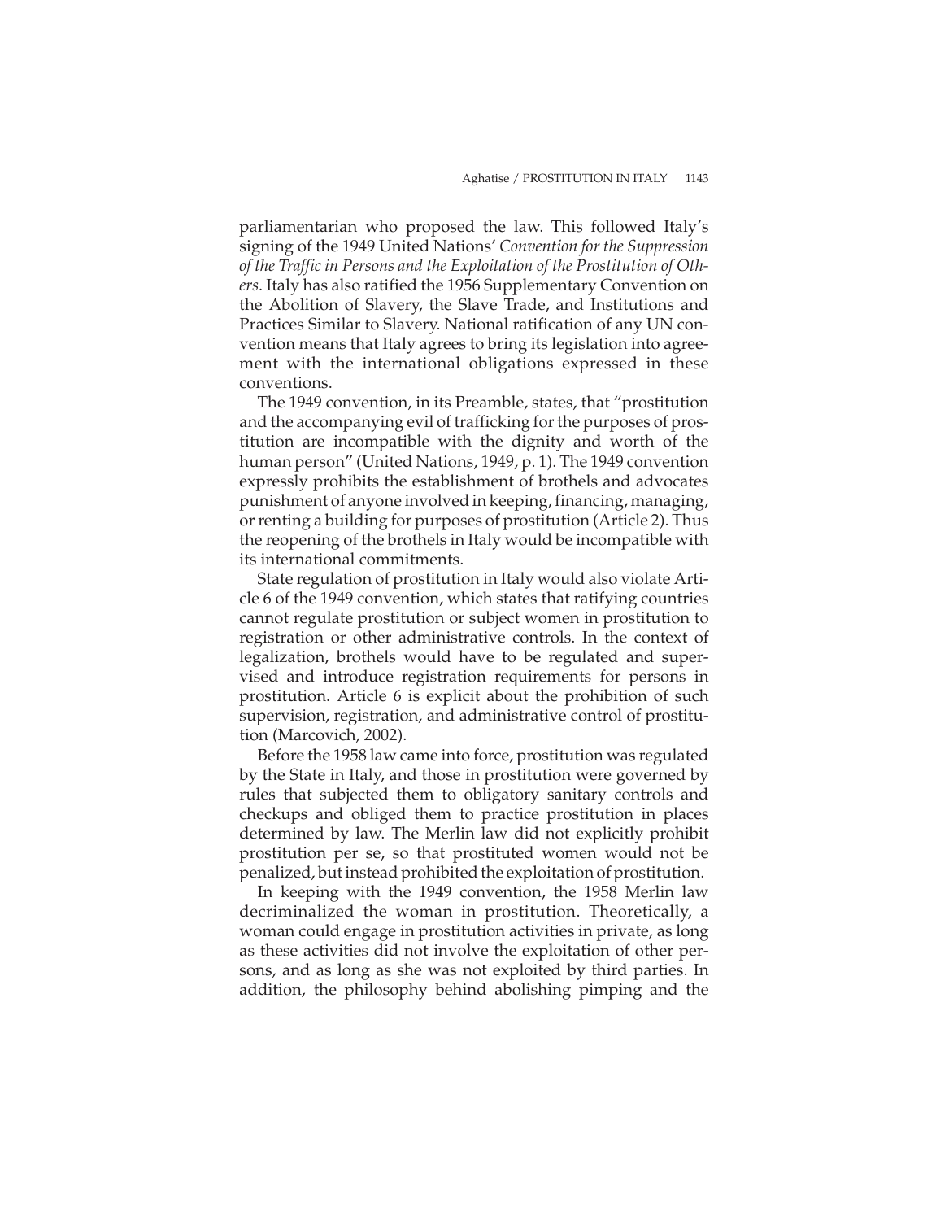parliamentarian who proposed the law. This followed Italy's signing of the 1949 United Nations' *Convention for the Suppression of the Traffic in Persons and the Exploitation of the Prostitution of Others*. Italy has also ratified the 1956 Supplementary Convention on the Abolition of Slavery, the Slave Trade, and Institutions and Practices Similar to Slavery. National ratification of any UN convention means that Italy agrees to bring its legislation into agreement with the international obligations expressed in these conventions.

The 1949 convention, in its Preamble, states, that "prostitution and the accompanying evil of trafficking for the purposes of prostitution are incompatible with the dignity and worth of the human person" (United Nations, 1949, p. 1). The 1949 convention expressly prohibits the establishment of brothels and advocates punishment of anyone involved in keeping, financing, managing, or renting a building for purposes of prostitution (Article 2). Thus the reopening of the brothels in Italy would be incompatible with its international commitments.

State regulation of prostitution in Italy would also violate Article 6 of the 1949 convention, which states that ratifying countries cannot regulate prostitution or subject women in prostitution to registration or other administrative controls. In the context of legalization, brothels would have to be regulated and supervised and introduce registration requirements for persons in prostitution. Article 6 is explicit about the prohibition of such supervision, registration, and administrative control of prostitution (Marcovich, 2002).

Before the 1958 law came into force, prostitution was regulated by the State in Italy, and those in prostitution were governed by rules that subjected them to obligatory sanitary controls and checkups and obliged them to practice prostitution in places determined by law. The Merlin law did not explicitly prohibit prostitution per se, so that prostituted women would not be penalized, but instead prohibited the exploitation of prostitution.

In keeping with the 1949 convention, the 1958 Merlin law decriminalized the woman in prostitution. Theoretically, a woman could engage in prostitution activities in private, as long as these activities did not involve the exploitation of other persons, and as long as she was not exploited by third parties. In addition, the philosophy behind abolishing pimping and the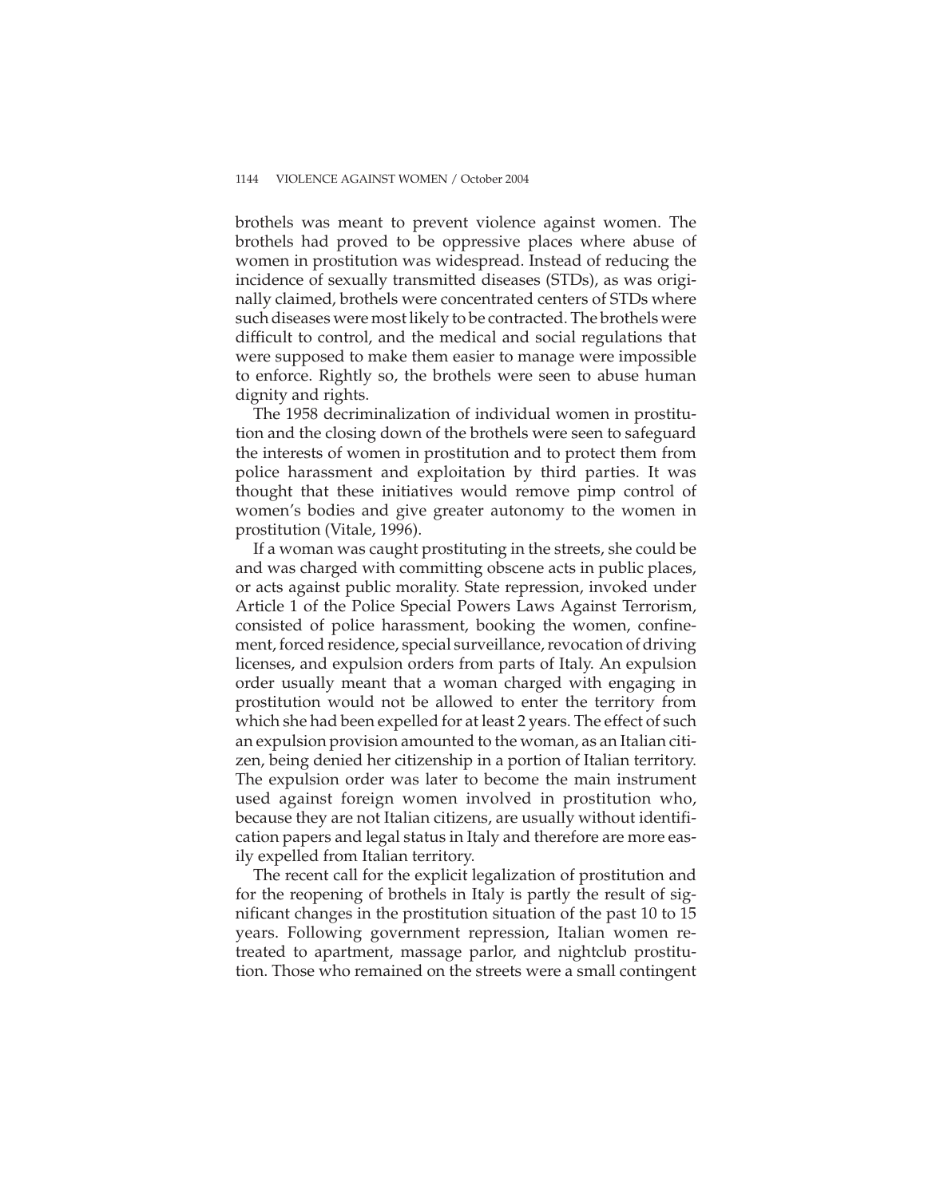brothels was meant to prevent violence against women. The brothels had proved to be oppressive places where abuse of women in prostitution was widespread. Instead of reducing the incidence of sexually transmitted diseases (STDs), as was originally claimed, brothels were concentrated centers of STDs where such diseases were most likely to be contracted. The brothels were difficult to control, and the medical and social regulations that were supposed to make them easier to manage were impossible to enforce. Rightly so, the brothels were seen to abuse human dignity and rights.

The 1958 decriminalization of individual women in prostitution and the closing down of the brothels were seen to safeguard the interests of women in prostitution and to protect them from police harassment and exploitation by third parties. It was thought that these initiatives would remove pimp control of women's bodies and give greater autonomy to the women in prostitution (Vitale, 1996).

If a woman was caught prostituting in the streets, she could be and was charged with committing obscene acts in public places, or acts against public morality. State repression, invoked under Article 1 of the Police Special Powers Laws Against Terrorism, consisted of police harassment, booking the women, confinement, forced residence, special surveillance, revocation of driving licenses, and expulsion orders from parts of Italy. An expulsion order usually meant that a woman charged with engaging in prostitution would not be allowed to enter the territory from which she had been expelled for at least 2 years. The effect of such an expulsion provision amounted to the woman, as an Italian citizen, being denied her citizenship in a portion of Italian territory. The expulsion order was later to become the main instrument used against foreign women involved in prostitution who, because they are not Italian citizens, are usually without identification papers and legal status in Italy and therefore are more easily expelled from Italian territory.

The recent call for the explicit legalization of prostitution and for the reopening of brothels in Italy is partly the result of significant changes in the prostitution situation of the past 10 to 15 years. Following government repression, Italian women retreated to apartment, massage parlor, and nightclub prostitution. Those who remained on the streets were a small contingent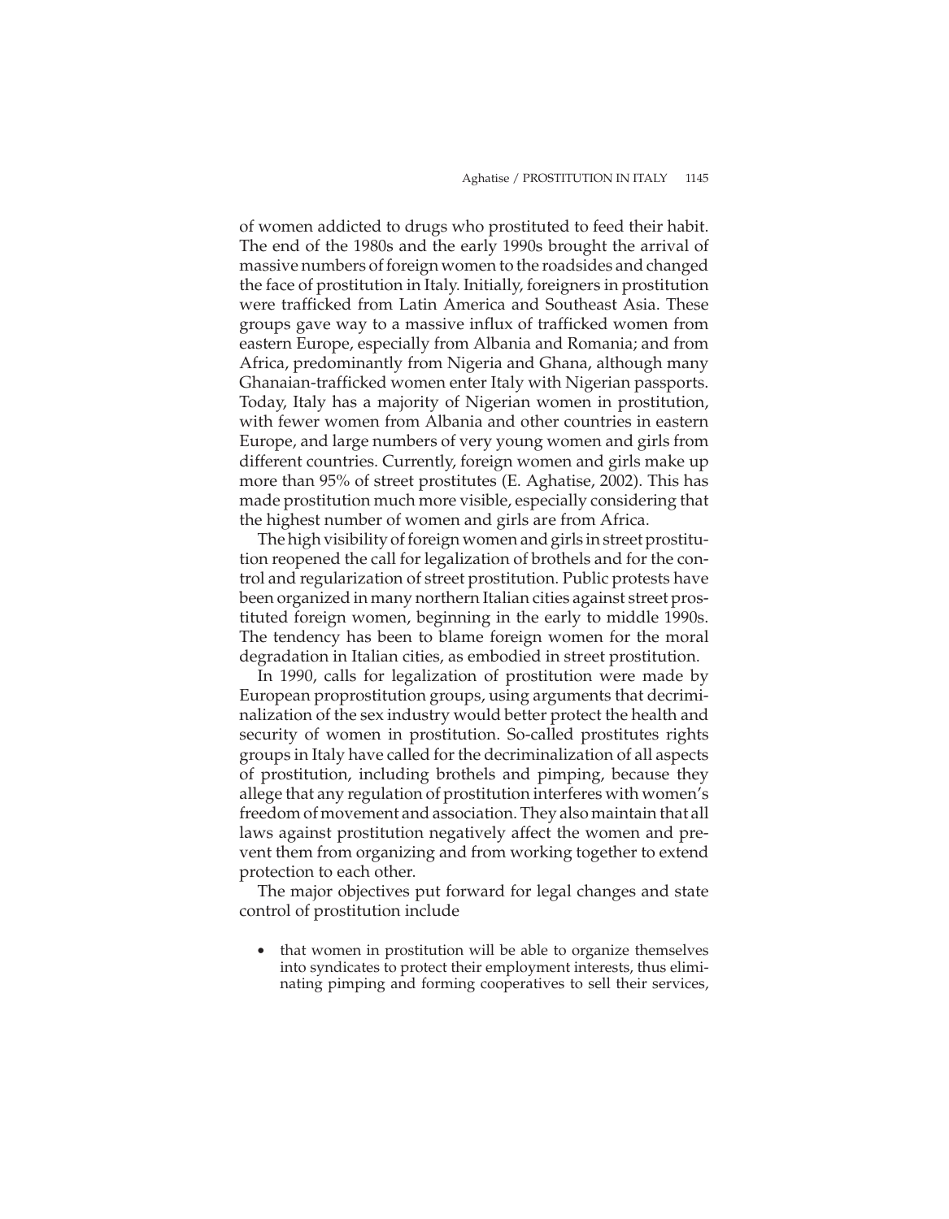of women addicted to drugs who prostituted to feed their habit. The end of the 1980s and the early 1990s brought the arrival of massive numbers of foreign women to the roadsides and changed the face of prostitution in Italy. Initially, foreigners in prostitution were trafficked from Latin America and Southeast Asia. These groups gave way to a massive influx of trafficked women from eastern Europe, especially from Albania and Romania; and from Africa, predominantly from Nigeria and Ghana, although many Ghanaian-trafficked women enter Italy with Nigerian passports. Today, Italy has a majority of Nigerian women in prostitution, with fewer women from Albania and other countries in eastern Europe, and large numbers of very young women and girls from different countries. Currently, foreign women and girls make up more than 95% of street prostitutes (E. Aghatise, 2002). This has made prostitution much more visible, especially considering that the highest number of women and girls are from Africa.

The high visibility of foreign women and girls in street prostitution reopened the call for legalization of brothels and for the control and regularization of street prostitution. Public protests have been organized in many northern Italian cities against street prostituted foreign women, beginning in the early to middle 1990s. The tendency has been to blame foreign women for the moral degradation in Italian cities, as embodied in street prostitution.

In 1990, calls for legalization of prostitution were made by European proprostitution groups, using arguments that decriminalization of the sex industry would better protect the health and security of women in prostitution. So-called prostitutes rights groups in Italy have called for the decriminalization of all aspects of prostitution, including brothels and pimping, because they allege that any regulation of prostitution interferes with women's freedom of movement and association. They also maintain that all laws against prostitution negatively affect the women and prevent them from organizing and from working together to extend protection to each other.

The major objectives put forward for legal changes and state control of prostitution include

- that women in prostitution will be able to organize themselves into syndicates to protect their employment interests, thus eliminating pimping and forming cooperatives to sell their services,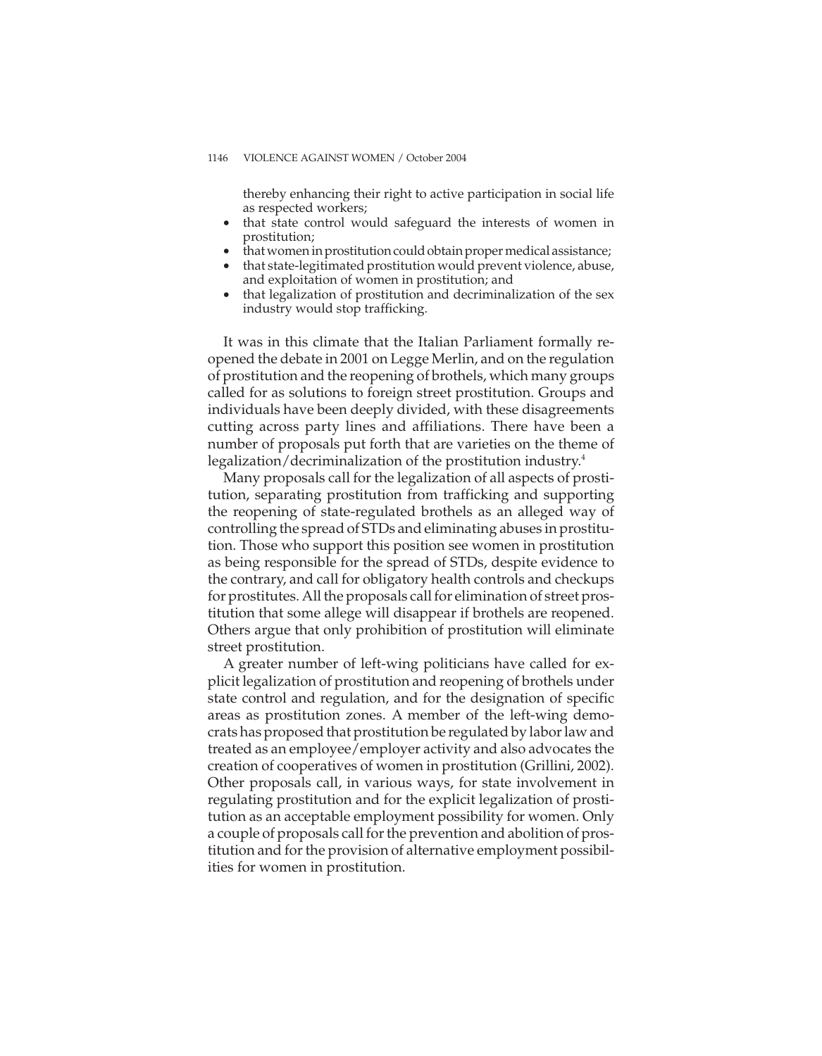thereby enhancing their right to active participation in social life as respected workers;

- that state control would safeguard the interests of women in prostitution;
- that women in prostitution could obtain proper medical assistance;
- that state-legitimated prostitution would prevent violence, abuse, and exploitation of women in prostitution; and
- that legalization of prostitution and decriminalization of the sex industry would stop trafficking.

It was in this climate that the Italian Parliament formally reopened the debate in 2001 on Legge Merlin, and on the regulation of prostitution and the reopening of brothels, which many groups called for as solutions to foreign street prostitution. Groups and individuals have been deeply divided, with these disagreements cutting across party lines and affiliations. There have been a number of proposals put forth that are varieties on the theme of legalization/decriminalization of the prostitution industry.[4]

Many proposals call for the legalization of all aspects of prostitution, separating prostitution from trafficking and supporting the reopening of state-regulated brothels as an alleged way of controlling the spread of STDs and eliminating abuses in prostitution. Those who support this position see women in prostitution as being responsible for the spread of STDs, despite evidence to the contrary, and call for obligatory health controls and checkups for prostitutes. All the proposals call for elimination of street prostitution that some allege will disappear if brothels are reopened. Others argue that only prohibition of prostitution will eliminate street prostitution.

A greater number of left-wing politicians have called for explicit legalization of prostitution and reopening of brothels under state control and regulation, and for the designation of specific areas as prostitution zones. A member of the left-wing democrats has proposed that prostitution be regulated by labor law and treated as an employee/employer activity and also advocates the creation of cooperatives of women in prostitution (Grillini, 2002). Other proposals call, in various ways, for state involvement in regulating prostitution and for the explicit legalization of prostitution as an acceptable employment possibility for women. Only a couple of proposals call for the prevention and abolition of prostitution and for the provision of alternative employment possibilities for women in prostitution.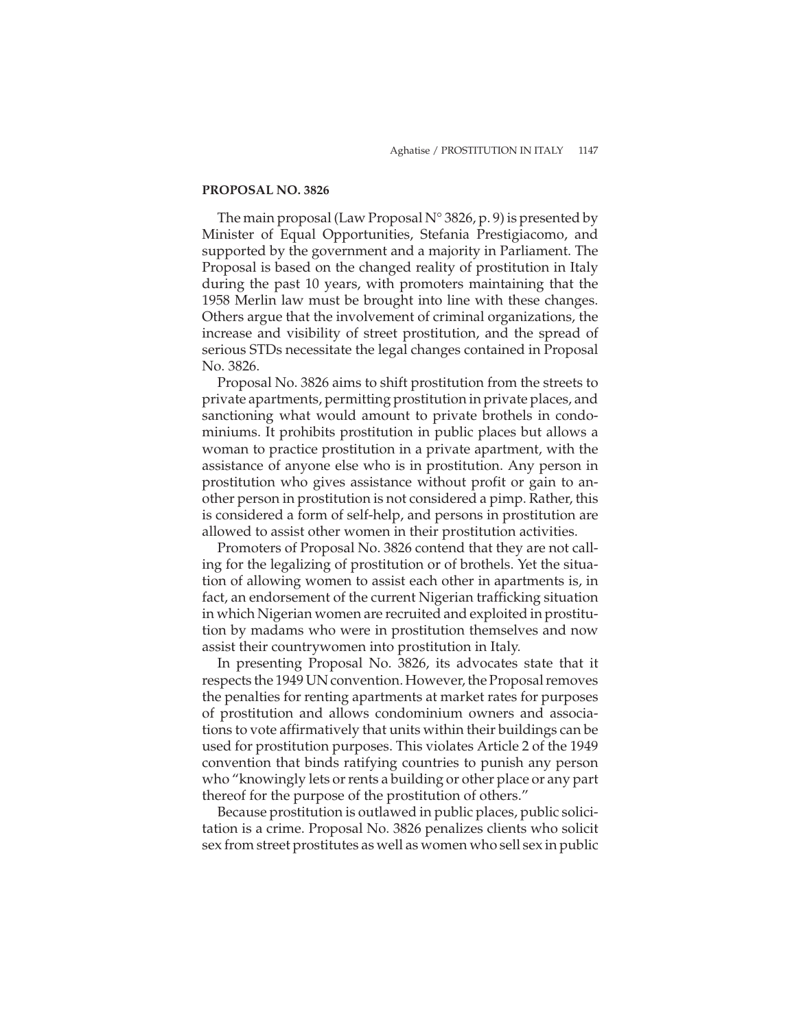### PROPOSAL NO. 3826

The main proposal (Law Proposal N° 3826, p. 9) is presented by Minister of Equal Opportunities, Stefania Prestigiacomo, and supported by the government and a majority in Parliament. The Proposal is based on the changed reality of prostitution in Italy during the past 10 years, with promoters maintaining that the 1958 Merlin law must be brought into line with these changes. Others argue that the involvement of criminal organizations, the increase and visibility of street prostitution, and the spread of serious STDs necessitate the legal changes contained in Proposal No. 3826.

Proposal No. 3826 aims to shift prostitution from the streets to private apartments, permitting prostitution in private places, and sanctioning what would amount to private brothels in condominiums. It prohibits prostitution in public places but allows a woman to practice prostitution in a private apartment, with the assistance of anyone else who is in prostitution. Any person in prostitution who gives assistance without profit or gain to another person in prostitution is not considered a pimp. Rather, this is considered a form of self-help, and persons in prostitution are allowed to assist other women in their prostitution activities.

Promoters of Proposal No. 3826 contend that they are not calling for the legalizing of prostitution or of brothels. Yet the situation of allowing women to assist each other in apartments is, in fact, an endorsement of the current Nigerian trafficking situation in which Nigerian women are recruited and exploited in prostitution by madams who were in prostitution themselves and now assist their countrywomen into prostitution in Italy.

In presenting Proposal No. 3826, its advocates state that it respects the 1949 UN convention. However, the Proposal removes the penalties for renting apartments at market rates for purposes of prostitution and allows condominium owners and associations to vote affirmatively that units within their buildings can be used for prostitution purposes. This violates Article 2 of the 1949 convention that binds ratifying countries to punish any person who "knowingly lets or rents a building or other place or any part thereof for the purpose of the prostitution of others."

Because prostitution is outlawed in public places, public solicitation is a crime. Proposal No. 3826 penalizes clients who solicit sex from street prostitutes as well as women who sell sex in public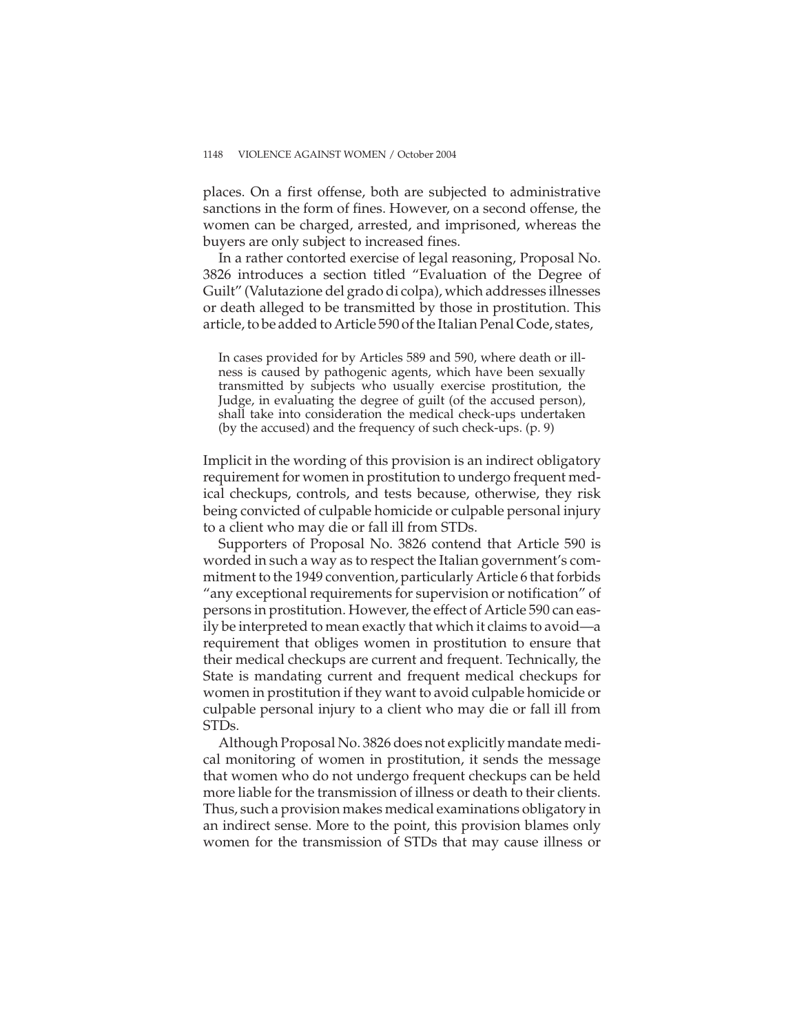places. On a first offense, both are subjected to administrative sanctions in the form of fines. However, on a second offense, the women can be charged, arrested, and imprisoned, whereas the buyers are only subject to increased fines.

In a rather contorted exercise of legal reasoning, Proposal No. 3826 introduces a section titled "Evaluation of the Degree of Guilt" (Valutazione del grado di colpa), which addresses illnesses or death alleged to be transmitted by those in prostitution. This article, to be added to Article 590 of the Italian Penal Code, states,

> In cases provided for by Articles 589 and 590, where death or illness is caused by pathogenic agents, which have been sexually transmitted by subjects who usually exercise prostitution, the Judge, in evaluating the degree of guilt (of the accused person), shall take into consideration the medical check-ups undertaken (by the accused) and the frequency of such check-ups. (p. 9)

Implicit in the wording of this provision is an indirect obligatory requirement for women in prostitution to undergo frequent medical checkups, controls, and tests because, otherwise, they risk being convicted of culpable homicide or culpable personal injury to a client who may die or fall ill from STDs.

Supporters of Proposal No. 3826 contend that Article 590 is worded in such a way as to respect the Italian government's commitment to the 1949 convention, particularly Article 6 that forbids "any exceptional requirements for supervision or notification" of persons in prostitution. However, the effect of Article 590 can easily be interpreted to mean exactly that which it claims to avoid—a requirement that obliges women in prostitution to ensure that their medical checkups are current and frequent. Technically, the State is mandating current and frequent medical checkups for women in prostitution if they want to avoid culpable homicide or culpable personal injury to a client who may die or fall ill from STDs.

Although Proposal No. 3826 does not explicitly mandate medical monitoring of women in prostitution, it sends the message that women who do not undergo frequent checkups can be held more liable for the transmission of illness or death to their clients. Thus, such a provision makes medical examinations obligatory in an indirect sense. More to the point, this provision blames only women for the transmission of STDs that may cause illness or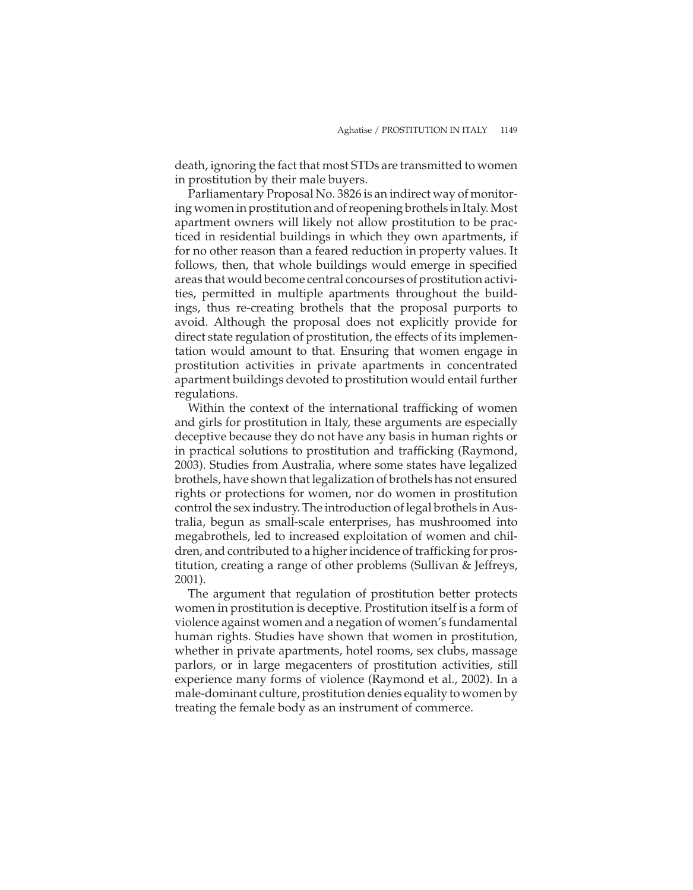death, ignoring the fact that most STDs are transmitted to women in prostitution by their male buyers.

Parliamentary Proposal No. 3826 is an indirect way of monitoring women in prostitution and of reopening brothels in Italy. Most apartment owners will likely not allow prostitution to be practiced in residential buildings in which they own apartments, if for no other reason than a feared reduction in property values. It follows, then, that whole buildings would emerge in specified areas that would become central concourses of prostitution activities, permitted in multiple apartments throughout the buildings, thus re-creating brothels that the proposal purports to avoid. Although the proposal does not explicitly provide for direct state regulation of prostitution, the effects of its implementation would amount to that. Ensuring that women engage in prostitution activities in private apartments in concentrated apartment buildings devoted to prostitution would entail further regulations.

Within the context of the international trafficking of women and girls for prostitution in Italy, these arguments are especially deceptive because they do not have any basis in human rights or in practical solutions to prostitution and trafficking (Raymond, 2003). Studies from Australia, where some states have legalized brothels, have shown that legalization of brothels has not ensured rights or protections for women, nor do women in prostitution control the sex industry. The introduction of legal brothels in Australia, begun as small-scale enterprises, has mushroomed into megabrothels, led to increased exploitation of women and children, and contributed to a higher incidence of trafficking for prostitution, creating a range of other problems (Sullivan & Jeffreys, 2001).

The argument that regulation of prostitution better protects women in prostitution is deceptive. Prostitution itself is a form of violence against women and a negation of women's fundamental human rights. Studies have shown that women in prostitution, whether in private apartments, hotel rooms, sex clubs, massage parlors, or in large megacenters of prostitution activities, still experience many forms of violence (Raymond et al., 2002). In a male-dominant culture, prostitution denies equality to women by treating the female body as an instrument of commerce.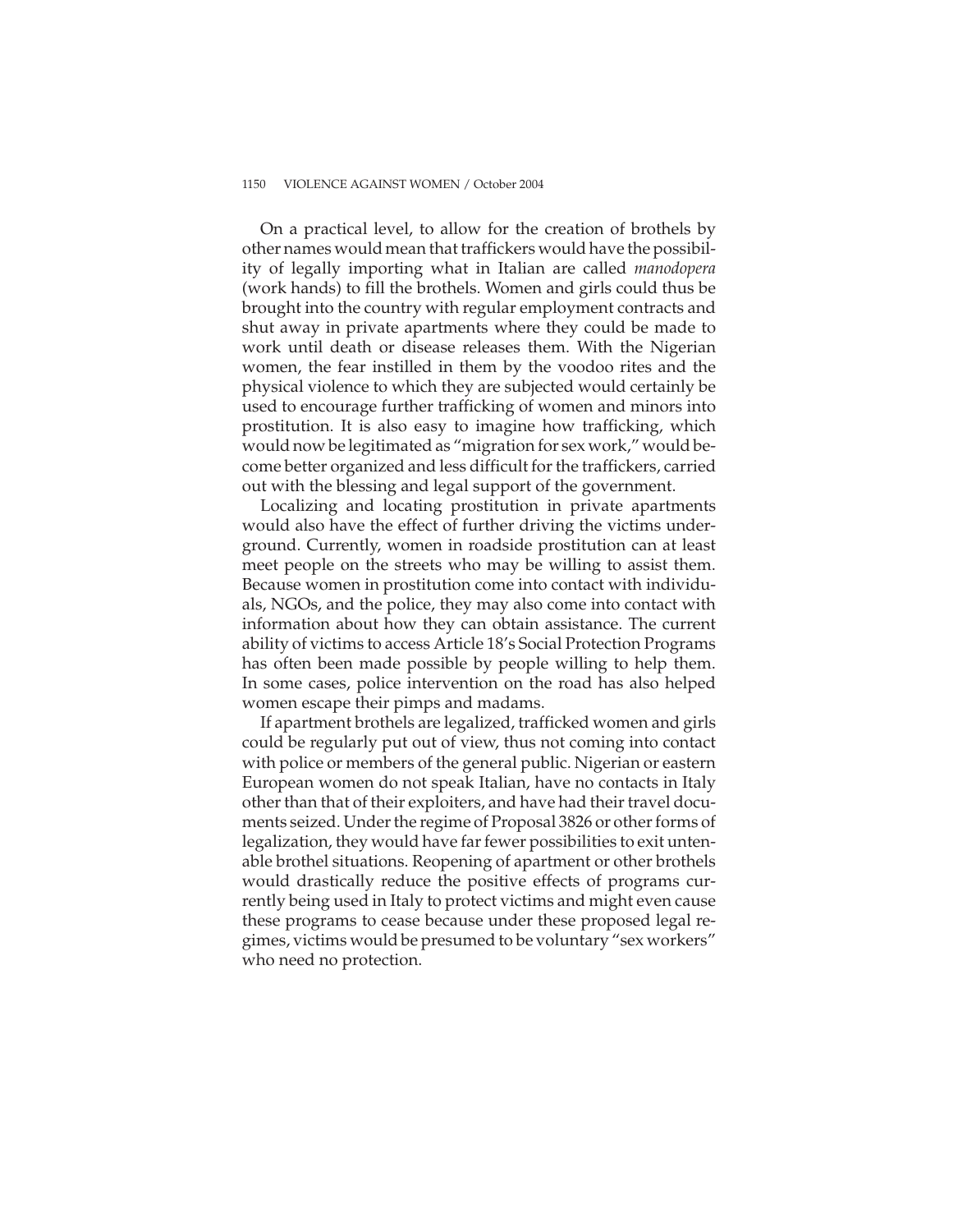On a practical level, to allow for the creation of brothels by other names would mean that traffickers would have the possibility of legally importing what in Italian are called *manodopera* (work hands) to fill the brothels. Women and girls could thus be brought into the country with regular employment contracts and shut away in private apartments where they could be made to work until death or disease releases them. With the Nigerian women, the fear instilled in them by the voodoo rites and the physical violence to which they are subjected would certainly be used to encourage further trafficking of women and minors into prostitution. It is also easy to imagine how trafficking, which would now be legitimated as "migration for sex work," would become better organized and less difficult for the traffickers, carried out with the blessing and legal support of the government.

Localizing and locating prostitution in private apartments would also have the effect of further driving the victims underground. Currently, women in roadside prostitution can at least meet people on the streets who may be willing to assist them. Because women in prostitution come into contact with individuals, NGOs, and the police, they may also come into contact with information about how they can obtain assistance. The current ability of victims to access Article 18's Social Protection Programs has often been made possible by people willing to help them. In some cases, police intervention on the road has also helped women escape their pimps and madams.

If apartment brothels are legalized, trafficked women and girls could be regularly put out of view, thus not coming into contact with police or members of the general public. Nigerian or eastern European women do not speak Italian, have no contacts in Italy other than that of their exploiters, and have had their travel documents seized. Under the regime of Proposal 3826 or other forms of legalization, they would have far fewer possibilities to exit untenable brothel situations. Reopening of apartment or other brothels would drastically reduce the positive effects of programs currently being used in Italy to protect victims and might even cause these programs to cease because under these proposed legal regimes, victims would be presumed to be voluntary "sex workers" who need no protection.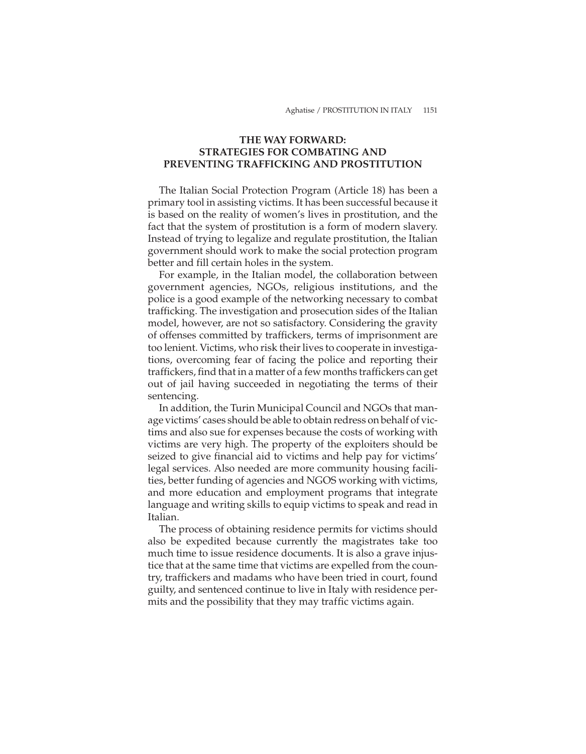## THE WAY FORWARD: STRATEGIES FOR COMBATING AND PREVENTING TRAFFICKING AND PROSTITUTION

The Italian Social Protection Program (Article 18) has been a primary tool in assisting victims. It has been successful because it is based on the reality of women's lives in prostitution, and the fact that the system of prostitution is a form of modern slavery. Instead of trying to legalize and regulate prostitution, the Italian government should work to make the social protection program better and fill certain holes in the system.

For example, in the Italian model, the collaboration between government agencies, NGOs, religious institutions, and the police is a good example of the networking necessary to combat trafficking. The investigation and prosecution sides of the Italian model, however, are not so satisfactory. Considering the gravity of offenses committed by traffickers, terms of imprisonment are too lenient. Victims, who risk their lives to cooperate in investigations, overcoming fear of facing the police and reporting their traffickers, find that in a matter of a few months traffickers can get out of jail having succeeded in negotiating the terms of their sentencing.

In addition, the Turin Municipal Council and NGOs that manage victims' cases should be able to obtain redress on behalf of victims and also sue for expenses because the costs of working with victims are very high. The property of the exploiters should be seized to give financial aid to victims and help pay for victims' legal services. Also needed are more community housing facilities, better funding of agencies and NGOS working with victims, and more education and employment programs that integrate language and writing skills to equip victims to speak and read in Italian.

The process of obtaining residence permits for victims should also be expedited because currently the magistrates take too much time to issue residence documents. It is also a grave injustice that at the same time that victims are expelled from the country, traffickers and madams who have been tried in court, found guilty, and sentenced continue to live in Italy with residence permits and the possibility that they may traffic victims again.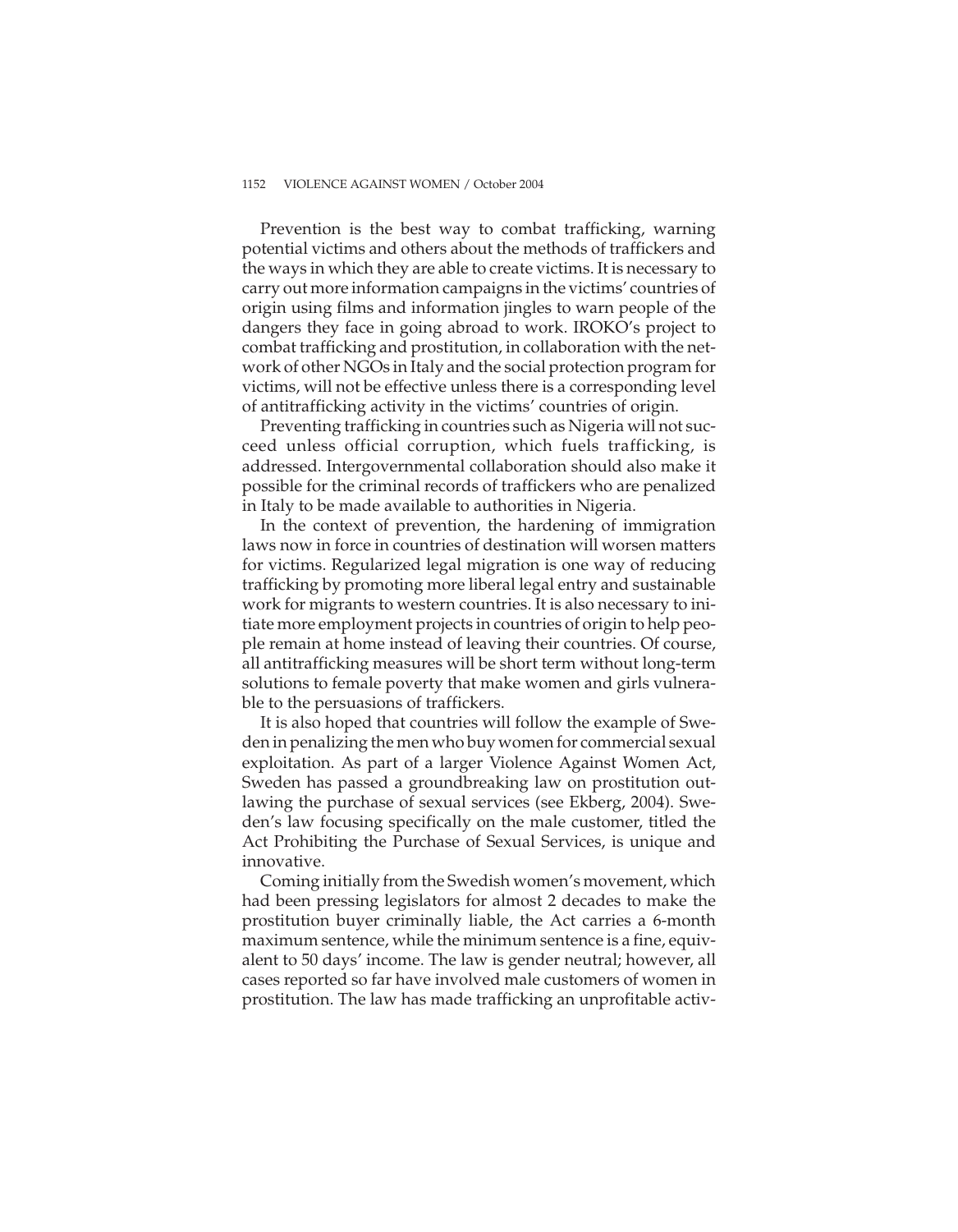Prevention is the best way to combat trafficking, warning potential victims and others about the methods of traffickers and the ways in which they are able to create victims. It is necessary to carry out more information campaigns in the victims' countries of origin using films and information jingles to warn people of the dangers they face in going abroad to work. IROKO's project to combat trafficking and prostitution, in collaboration with the network of other NGOs in Italy and the social protection program for victims, will not be effective unless there is a corresponding level of antitrafficking activity in the victims' countries of origin.

Preventing trafficking in countries such as Nigeria will not succeed unless official corruption, which fuels trafficking, is addressed. Intergovernmental collaboration should also make it possible for the criminal records of traffickers who are penalized in Italy to be made available to authorities in Nigeria.

In the context of prevention, the hardening of immigration laws now in force in countries of destination will worsen matters for victims. Regularized legal migration is one way of reducing trafficking by promoting more liberal legal entry and sustainable work for migrants to western countries. It is also necessary to initiate more employment projects in countries of origin to help people remain at home instead of leaving their countries. Of course, all antitrafficking measures will be short term without long-term solutions to female poverty that make women and girls vulnerable to the persuasions of traffickers.

It is also hoped that countries will follow the example of Sweden in penalizing the men who buy women for commercial sexual exploitation. As part of a larger Violence Against Women Act, Sweden has passed a groundbreaking law on prostitution outlawing the purchase of sexual services (see Ekberg, 2004). Sweden's law focusing specifically on the male customer, titled the Act Prohibiting the Purchase of Sexual Services, is unique and innovative.

Coming initially from the Swedish women's movement, which had been pressing legislators for almost 2 decades to make the prostitution buyer criminally liable, the Act carries a 6-month maximum sentence, while the minimum sentence is a fine, equivalent to 50 days' income. The law is gender neutral; however, all cases reported so far have involved male customers of women in prostitution. The law has made trafficking an unprofitable activ-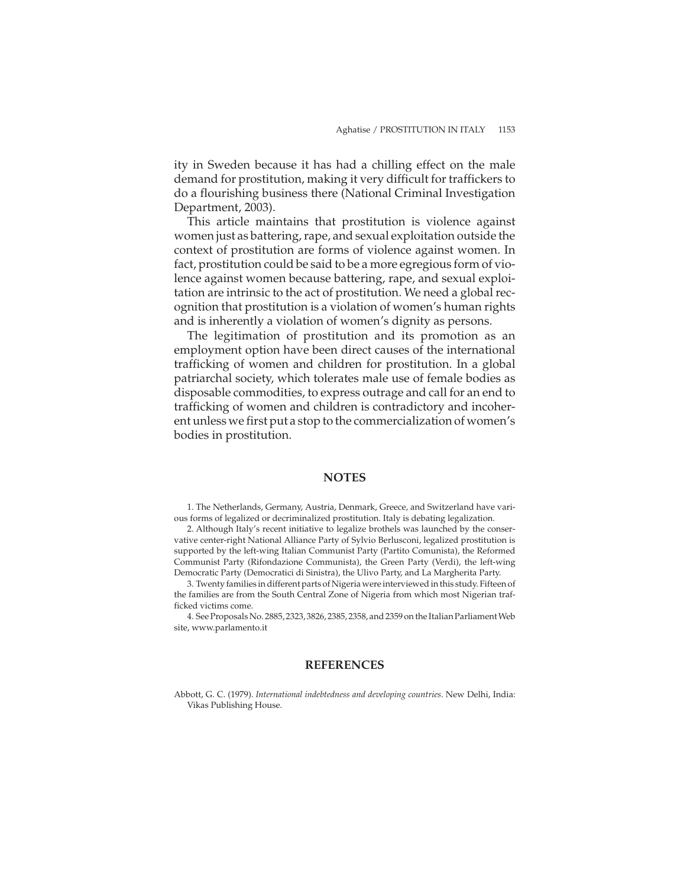ity in Sweden because it has had a chilling effect on the male demand for prostitution, making it very difficult for traffickers to do a flourishing business there (National Criminal Investigation Department, 2003).

This article maintains that prostitution is violence against women just as battering, rape, and sexual exploitation outside the context of prostitution are forms of violence against women. In fact, prostitution could be said to be a more egregious form of violence against women because battering, rape, and sexual exploitation are intrinsic to the act of prostitution. We need a global recognition that prostitution is a violation of women's human rights and is inherently a violation of women's dignity as persons.

The legitimation of prostitution and its promotion as an employment option have been direct causes of the international trafficking of women and children for prostitution. In a global patriarchal society, which tolerates male use of female bodies as disposable commodities, to express outrage and call for an end to trafficking of women and children is contradictory and incoherent unless we first put a stop to the commercialization of women's bodies in prostitution.

## NOTES

1. The Netherlands, Germany, Austria, Denmark, Greece, and Switzerland have various forms of legalized or decriminalized prostitution. Italy is debating legalization.

2. Although Italy's recent initiative to legalize brothels was launched by the conservative center-right National Alliance Party of Sylvio Berlusconi, legalized prostitution is supported by the left-wing Italian Communist Party (Partito Comunista), the Reformed Communist Party (Rifondazione Communista), the Green Party (Verdi), the left-wing Democratic Party (Democratici di Sinistra), the Ulivo Party, and La Margherita Party.

3. Twenty families in different parts of Nigeria were interviewed in this study. Fifteen of the families are from the South Central Zone of Nigeria from which most Nigerian trafficked victims come.

4. See Proposals No. 2885, 2323, 3826, 2385, 2358, and 2359 on the Italian Parliament Web site, www.parlamento.it

## REFERENCES

Abbott, G. C. (1979). *International indebtedness and developing countries*. New Delhi, India: Vikas Publishing House.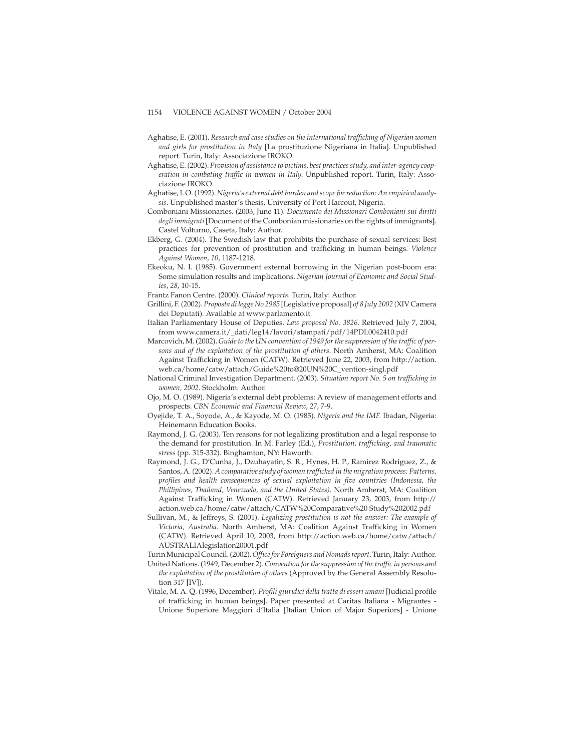Aghatise, E. (2001). *Research and case studies on the international trafficking of Nigerian women and girls for prostitution in Italy* [La prostituzione Nigeriana in Italia]. Unpublished report. Turin, Italy: Associazione IROKO.

Aghatise, E. (2002). *Provision of assistance to victims, best practices study, and inter-agency cooperation in combating traffic in women in Italy*. Unpublished report. Turin, Italy: Associazione IROKO.

Aghatise, I. O. (1992). *Nigeria's external debt burden and scope for reduction: An empirical analysis*. Unpublished master's thesis, University of Port Harcout, Nigeria.

Comboniani Missionaries. (2003, June 11). *Documento dei Missionari Comboniani sui diritti degli immigrati* [Document of the Combonian missionaries on the rights of immigrants]. Castel Volturno, Caseta, Italy: Author.

Ekberg, G. (2004). The Swedish law that prohibits the purchase of sexual services: Best practices for prevention of prostitution and trafficking in human beings. *Violence Against Women*, *10*, 1187-1218.

Ekeoku, N. I. (1985). Government external borrowing in the Nigerian post-boom era: Some simulation results and implications. *Nigerian Journal of Economic and Social Studies*, *28*, 10-15.

Frantz Fanon Centre. (2000). *Clinical reports*. Turin, Italy: Author.

Grillini, F. (2002). *Proposta di legge No 2985* [Legislative proposal] *of 8 July 2002* (XIV Camera dei Deputati). Available at www.parlamento.it

Italian Parliamentary House of Deputies. *Law proposal No. 3826*. Retrieved July 7, 2004, from www.camera.it/_dati/leg14/lavori/stampati/pdf/14PDL0042410.pdf

Marcovich, M. (2002). *Guide to the UN convention of 1949 for the suppression of the traffic of persons and of the exploitation of the prostitution of others*. North Amherst, MA: Coalition Against Trafficking in Women (CATW). Retrieved June 22, 2003, from http://action.web.ca/home/catw/attach/Guide%20to@20UN%20C_vention-singl.pdf

National Criminal Investigation Department. (2003). *Situation report No. 5 on trafficking in women, 2002*. Stockholm: Author.

Ojo, M. O. (1989). Nigeria's external debt problems: A review of management efforts and prospects. *CBN Economic and Financial Review*, *27*, 7-9.

Oyejide, T. A., Soyode, A., & Kayode, M. O. (1985). *Nigeria and the IMF*. Ibadan, Nigeria: Heinemann Education Books.

Raymond, J. G. (2003). Ten reasons for not legalizing prostitution and a legal response to the demand for prostitution. In M. Farley (Ed.), *Prostitution, trafficking, and traumatic stress* (pp. 315-332). Binghamton, NY: Haworth.

Raymond, J. G., D'Cunha, J., Dzuhayatin, S. R., Hynes, H. P., Ramirez Rodriguez, Z., & Santos, A. (2002). *A comparative study of women trafficked in the migration process: Patterns, profiles and health consequences of sexual exploitation in five countries (Indonesia, the Phillipines, Thailand, Venezuela, and the United States)*. North Amherst, MA: Coalition Against Trafficking in Women (CATW). Retrieved January 23, 2003, from http://action.web.ca/home/catw/attach/CATW%20Comparative%20 Study%202002.pdf

Sullivan, M., & Jeffreys, S. (2001). *Legalizing prostitution is not the answer: The example of Victoria, Australia*. North Amherst, MA: Coalition Against Trafficking in Women (CATW). Retrieved April 10, 2003, from http://action.web.ca/home/catw/attach/AUSTRALIAlegislation20001.pdf

Turin Municipal Council. (2002). *Office for Foreigners and Nomads report*. Turin, Italy: Author.

United Nations. (1949, December 2). *Convention for the suppression of the traffic in persons and the exploitation of the prostitution of others* (Approved by the General Assembly Resolution 317 [IV]).

Vitale, M. A. Q. (1996, December). *Profili giuridici della tratta di esseri umani* [Judicial profile of trafficking in human beings]. Paper presented at Caritas Italiana - Migrantes - Unione Superiore Maggiori d'Italia [Italian Union of Major Superiors] - Unione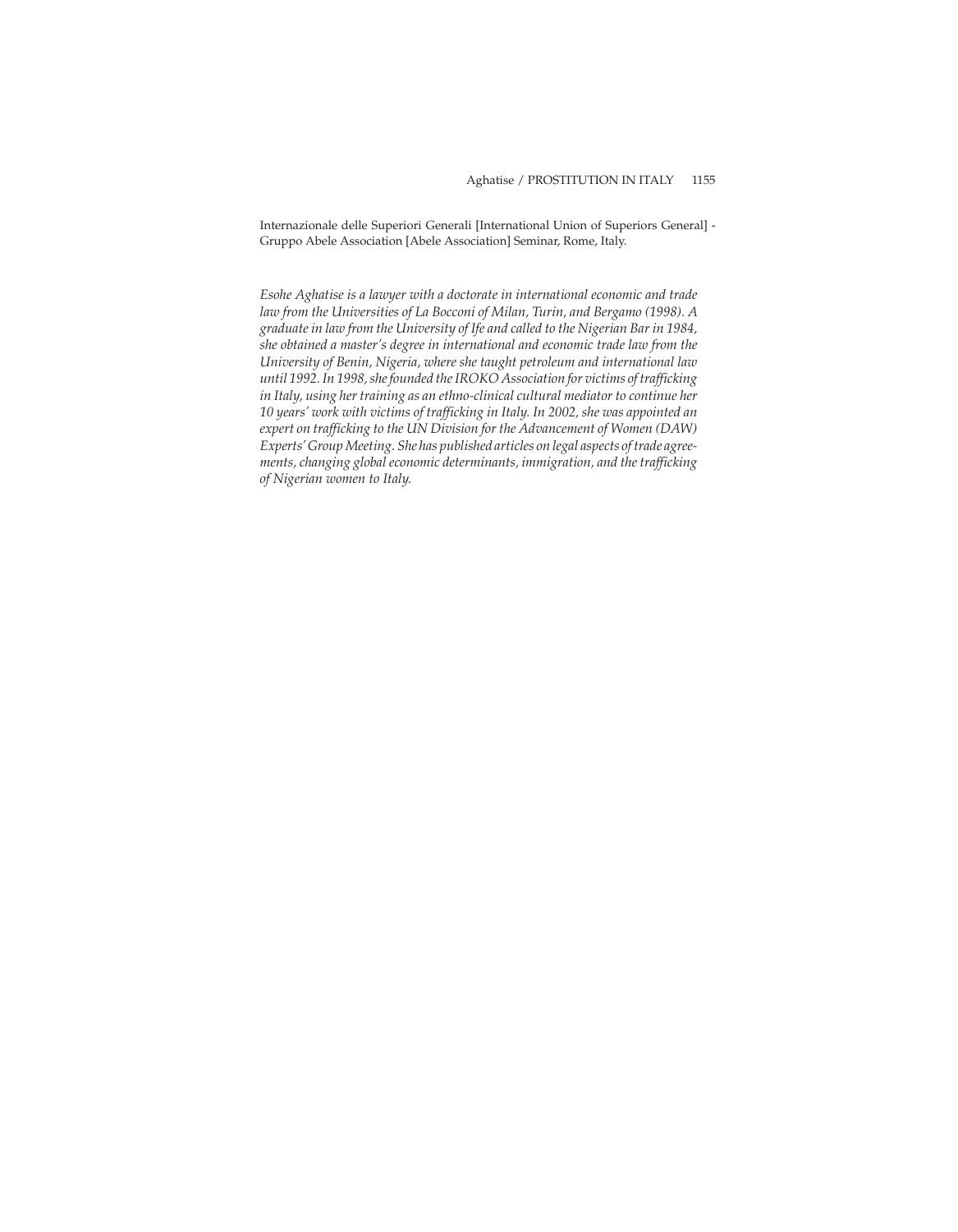Internazionale delle Superiori Generali [International Union of Superiors General] - Gruppo Abele Association [Abele Association] Seminar, Rome, Italy.

*Esohe Aghatise is a lawyer with a doctorate in international economic and trade law from the Universities of La Bocconi of Milan, Turin, and Bergamo (1998). A graduate in law from the University of Ife and called to the Nigerian Bar in 1984, she obtained a master's degree in international and economic trade law from the University of Benin, Nigeria, where she taught petroleum and international law until 1992. In 1998, she founded the IROKO Association for victims of trafficking in Italy, using her training as an ethno-clinical cultural mediator to continue her 10 years' work with victims of trafficking in Italy. In 2002, she was appointed an expert on trafficking to the UN Division for the Advancement of Women (DAW) Experts' Group Meeting. She has published articles on legal aspects of trade agreements, changing global economic determinants, immigration, and the trafficking of Nigerian women to Italy.*